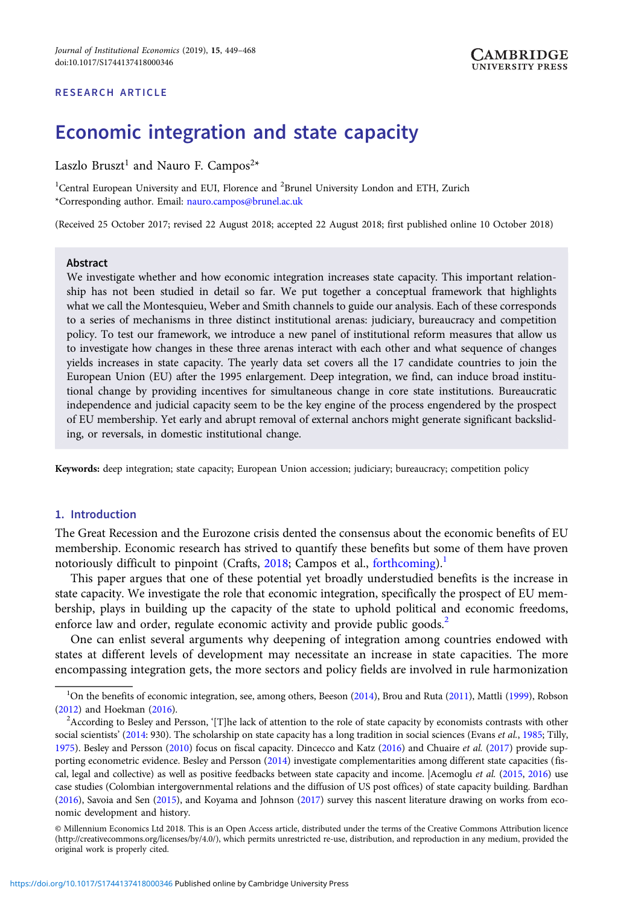RESEARCH ARTICLE

# Economic integration and state capacity

Laszlo Bruszt[1] and Nauro F. Campos[2]*

[1]Central European University and EUI, Florence and [2]Brunel University London and ETH, Zurich
*Corresponding author. Email: nauro.campos@brunel.ac.uk

(Received 25 October 2017; revised 22 August 2018; accepted 22 August 2018; first published online 10 October 2018)

## Abstract

We investigate whether and how economic integration increases state capacity. This important relationship has not been studied in detail so far. We put together a conceptual framework that highlights what we call the Montesquieu, Weber and Smith channels to guide our analysis. Each of these corresponds to a series of mechanisms in three distinct institutional arenas: judiciary, bureaucracy and competition policy. To test our framework, we introduce a new panel of institutional reform measures that allow us to investigate how changes in these three arenas interact with each other and what sequence of changes yields increases in state capacity. The yearly data set covers all the 17 candidate countries to join the European Union (EU) after the 1995 enlargement. Deep integration, we find, can induce broad institutional change by providing incentives for simultaneous change in core state institutions. Bureaucratic independence and judicial capacity seem to be the key engine of the process engendered by the prospect of EU membership. Yet early and abrupt removal of external anchors might generate significant backsliding, or reversals, in domestic institutional change.

**Keywords:** deep integration; state capacity; European Union accession; judiciary; bureaucracy; competition policy

## 1. Introduction

The Great Recession and the Eurozone crisis dented the consensus about the economic benefits of EU membership. Economic research has strived to quantify these benefits but some of them have proven notoriously difficult to pinpoint (Crafts, 2018; Campos et al., forthcoming).[1]

This paper argues that one of these potential yet broadly understudied benefits is the increase in state capacity. We investigate the role that economic integration, specifically the prospect of EU membership, plays in building up the capacity of the state to uphold political and economic freedoms, enforce law and order, regulate economic activity and provide public goods.[2]

One can enlist several arguments why deepening of integration among countries endowed with states at different levels of development may necessitate an increase in state capacities. The more encompassing integration gets, the more sectors and policy fields are involved in rule harmonization

[1]On the benefits of economic integration, see, among others, Beeson (2014), Brou and Ruta (2011), Mattli (1999), Robson (2012) and Hoekman (2016).

[2]According to Besley and Persson, '[T]he lack of attention to the role of state capacity by economists contrasts with other social scientists' (2014: 930). The scholarship on state capacity has a long tradition in social sciences (Evans *et al.*, 1985; Tilly, 1975). Besley and Persson (2010) focus on fiscal capacity. Dincecco and Katz (2016) and Chuaire *et al.* (2017) provide supporting econometric evidence. Besley and Persson (2014) investigate complementarities among different state capacities (fiscal, legal and collective) as well as positive feedbacks between state capacity and income. |Acemoglu *et al.* (2015, 2016) use case studies (Colombian intergovernmental relations and the diffusion of US post offices) of state capacity building. Bardhan (2016), Savoia and Sen (2015), and Koyama and Johnson (2017) survey this nascent literature drawing on works from economic development and history.

© Millennium Economics Ltd 2018. This is an Open Access article, distributed under the terms of the Creative Commons Attribution licence (http://creativecommons.org/licenses/by/4.0/), which permits unrestricted re-use, distribution, and reproduction in any medium, provided the original work is properly cited.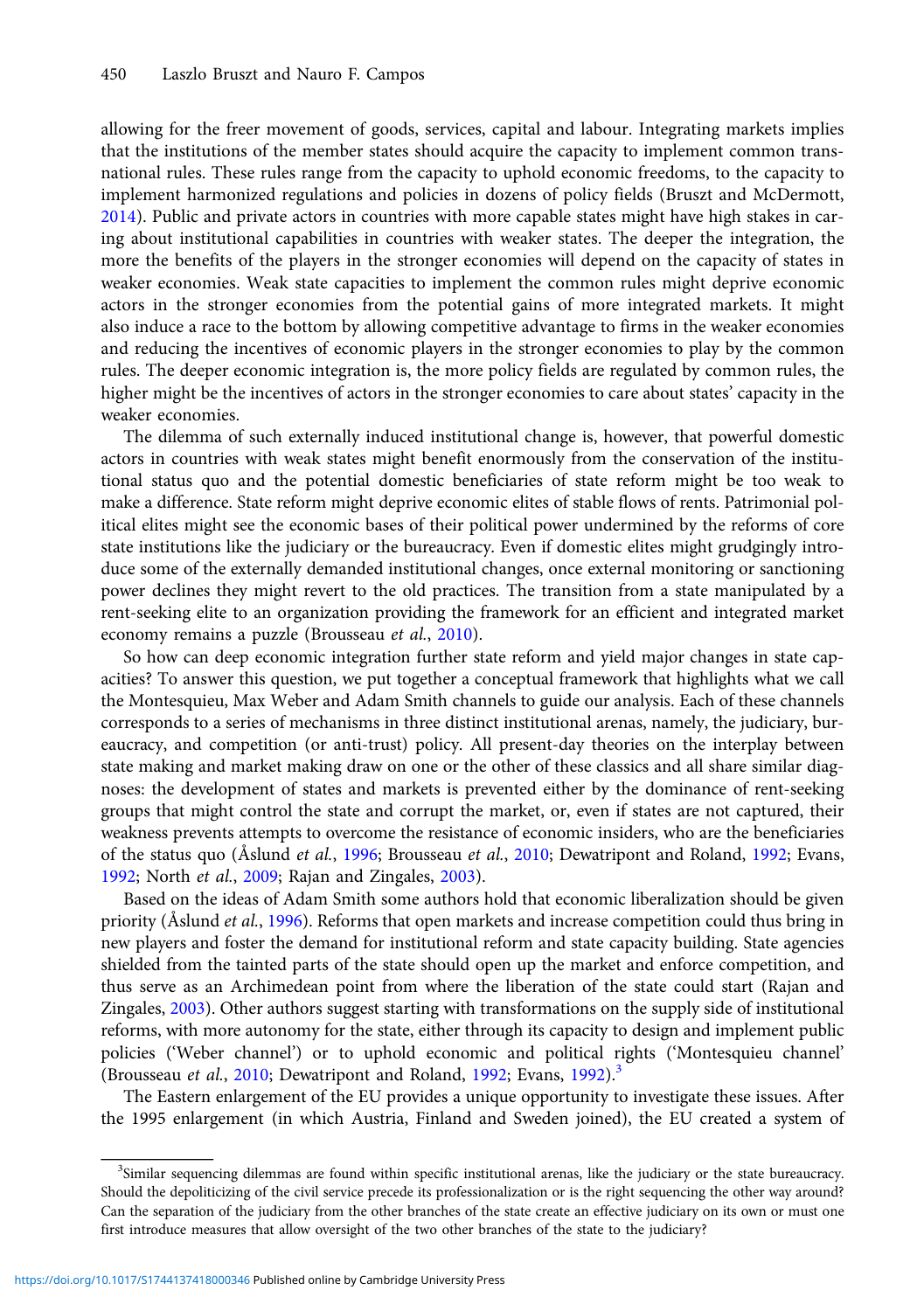allowing for the freer movement of goods, services, capital and labour. Integrating markets implies that the institutions of the member states should acquire the capacity to implement common transnational rules. These rules range from the capacity to uphold economic freedoms, to the capacity to implement harmonized regulations and policies in dozens of policy fields (Bruszt and McDermott, 2014). Public and private actors in countries with more capable states might have high stakes in caring about institutional capabilities in countries with weaker states. The deeper the integration, the more the benefits of the players in the stronger economies will depend on the capacity of states in weaker economies. Weak state capacities to implement the common rules might deprive economic actors in the stronger economies from the potential gains of more integrated markets. It might also induce a race to the bottom by allowing competitive advantage to firms in the weaker economies and reducing the incentives of economic players in the stronger economies to play by the common rules. The deeper economic integration is, the more policy fields are regulated by common rules, the higher might be the incentives of actors in the stronger economies to care about states' capacity in the weaker economies.

The dilemma of such externally induced institutional change is, however, that powerful domestic actors in countries with weak states might benefit enormously from the conservation of the institutional status quo and the potential domestic beneficiaries of state reform might be too weak to make a difference. State reform might deprive economic elites of stable flows of rents. Patrimonial political elites might see the economic bases of their political power undermined by the reforms of core state institutions like the judiciary or the bureaucracy. Even if domestic elites might grudgingly introduce some of the externally demanded institutional changes, once external monitoring or sanctioning power declines they might revert to the old practices. The transition from a state manipulated by a rent-seeking elite to an organization providing the framework for an efficient and integrated market economy remains a puzzle (Brousseau *et al.*, 2010).

So how can deep economic integration further state reform and yield major changes in state capacities? To answer this question, we put together a conceptual framework that highlights what we call the Montesquieu, Max Weber and Adam Smith channels to guide our analysis. Each of these channels corresponds to a series of mechanisms in three distinct institutional arenas, namely, the judiciary, bureaucracy, and competition (or anti-trust) policy. All present-day theories on the interplay between state making and market making draw on one or the other of these classics and all share similar diagnoses: the development of states and markets is prevented either by the dominance of rent-seeking groups that might control the state and corrupt the market, or, even if states are not captured, their weakness prevents attempts to overcome the resistance of economic insiders, who are the beneficiaries of the status quo (Åslund *et al.*, 1996; Brousseau *et al.*, 2010; Dewatripont and Roland, 1992; Evans, 1992; North *et al.*, 2009; Rajan and Zingales, 2003).

Based on the ideas of Adam Smith some authors hold that economic liberalization should be given priority (Åslund *et al.*, 1996). Reforms that open markets and increase competition could thus bring in new players and foster the demand for institutional reform and state capacity building. State agencies shielded from the tainted parts of the state should open up the market and enforce competition, and thus serve as an Archimedean point from where the liberation of the state could start (Rajan and Zingales, 2003). Other authors suggest starting with transformations on the supply side of institutional reforms, with more autonomy for the state, either through its capacity to design and implement public policies ('Weber channel') or to uphold economic and political rights ('Montesquieu channel' (Brousseau *et al.*, 2010; Dewatripont and Roland, 1992; Evans, 1992).[3]

The Eastern enlargement of the EU provides a unique opportunity to investigate these issues. After the 1995 enlargement (in which Austria, Finland and Sweden joined), the EU created a system of

[3]Similar sequencing dilemmas are found within specific institutional arenas, like the judiciary or the state bureaucracy. Should the depoliticizing of the civil service precede its professionalization or is the right sequencing the other way around? Can the separation of the judiciary from the other branches of the state create an effective judiciary on its own or must one first introduce measures that allow oversight of the two other branches of the state to the judiciary?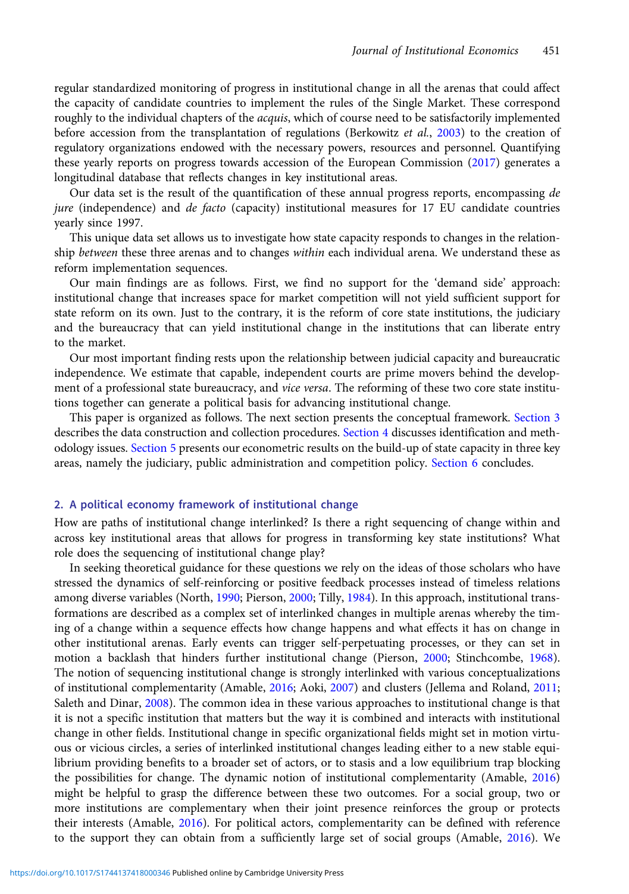regular standardized monitoring of progress in institutional change in all the arenas that could affect the capacity of candidate countries to implement the rules of the Single Market. These correspond roughly to the individual chapters of the *acquis*, which of course need to be satisfactorily implemented before accession from the transplantation of regulations (Berkowitz *et al.*, 2003) to the creation of regulatory organizations endowed with the necessary powers, resources and personnel. Quantifying these yearly reports on progress towards accession of the European Commission (2017) generates a longitudinal database that reflects changes in key institutional areas.

Our data set is the result of the quantification of these annual progress reports, encompassing *de jure* (independence) and *de facto* (capacity) institutional measures for 17 EU candidate countries yearly since 1997.

This unique data set allows us to investigate how state capacity responds to changes in the relationship *between* these three arenas and to changes *within* each individual arena. We understand these as reform implementation sequences.

Our main findings are as follows. First, we find no support for the 'demand side' approach: institutional change that increases space for market competition will not yield sufficient support for state reform on its own. Just to the contrary, it is the reform of core state institutions, the judiciary and the bureaucracy that can yield institutional change in the institutions that can liberate entry to the market.

Our most important finding rests upon the relationship between judicial capacity and bureaucratic independence. We estimate that capable, independent courts are prime movers behind the development of a professional state bureaucracy, and *vice versa*. The reforming of these two core state institutions together can generate a political basis for advancing institutional change.

This paper is organized as follows. The next section presents the conceptual framework. Section 3 describes the data construction and collection procedures. Section 4 discusses identification and methodology issues. Section 5 presents our econometric results on the build-up of state capacity in three key areas, namely the judiciary, public administration and competition policy. Section 6 concludes.

## 2. A political economy framework of institutional change

How are paths of institutional change interlinked? Is there a right sequencing of change within and across key institutional areas that allows for progress in transforming key state institutions? What role does the sequencing of institutional change play?

In seeking theoretical guidance for these questions we rely on the ideas of those scholars who have stressed the dynamics of self-reinforcing or positive feedback processes instead of timeless relations among diverse variables (North, 1990; Pierson, 2000; Tilly, 1984). In this approach, institutional transformations are described as a complex set of interlinked changes in multiple arenas whereby the timing of a change within a sequence effects how change happens and what effects it has on change in other institutional arenas. Early events can trigger self-perpetuating processes, or they can set in motion a backlash that hinders further institutional change (Pierson, 2000; Stinchcombe, 1968). The notion of sequencing institutional change is strongly interlinked with various conceptualizations of institutional complementarity (Amable, 2016; Aoki, 2007) and clusters (Jellema and Roland, 2011; Saleth and Dinar, 2008). The common idea in these various approaches to institutional change is that it is not a specific institution that matters but the way it is combined and interacts with institutional change in other fields. Institutional change in specific organizational fields might set in motion virtuous or vicious circles, a series of interlinked institutional changes leading either to a new stable equilibrium providing benefits to a broader set of actors, or to stasis and a low equilibrium trap blocking the possibilities for change. The dynamic notion of institutional complementarity (Amable, 2016) might be helpful to grasp the difference between these two outcomes. For a social group, two or more institutions are complementary when their joint presence reinforces the group or protects their interests (Amable, 2016). For political actors, complementarity can be defined with reference to the support they can obtain from a sufficiently large set of social groups (Amable, 2016). We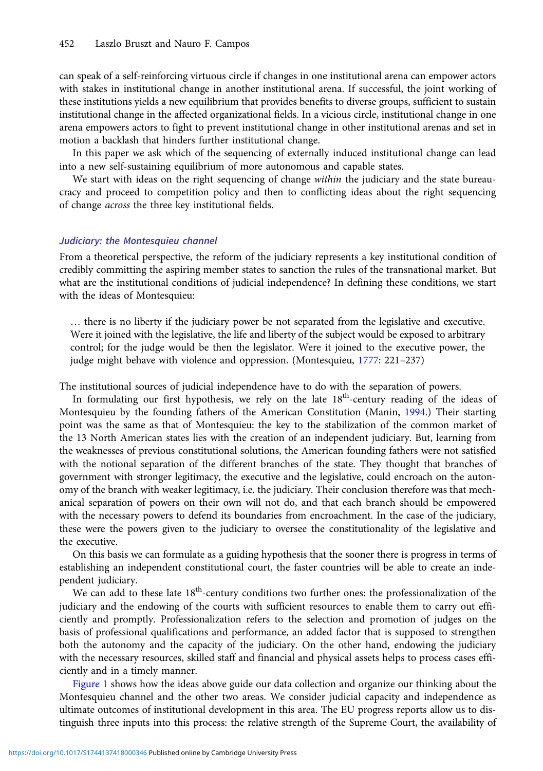can speak of a self-reinforcing virtuous circle if changes in one institutional arena can empower actors with stakes in institutional change in another institutional arena. If successful, the joint working of these institutions yields a new equilibrium that provides benefits to diverse groups, sufficient to sustain institutional change in the affected organizational fields. In a vicious circle, institutional change in one arena empowers actors to fight to prevent institutional change in other institutional arenas and set in motion a backlash that hinders further institutional change.

In this paper we ask which of the sequencing of externally induced institutional change can lead into a new self-sustaining equilibrium of more autonomous and capable states.

We start with ideas on the right sequencing of change *within* the judiciary and the state bureaucracy and proceed to competition policy and then to conflicting ideas about the right sequencing of change *across* the three key institutional fields.

### *Judiciary: the Montesquieu channel*

From a theoretical perspective, the reform of the judiciary represents a key institutional condition of credibly committing the aspiring member states to sanction the rules of the transnational market. But what are the institutional conditions of judicial independence? In defining these conditions, we start with the ideas of Montesquieu:

> … there is no liberty if the judiciary power be not separated from the legislative and executive. Were it joined with the legislative, the life and liberty of the subject would be exposed to arbitrary control; for the judge would be then the legislator. Were it joined to the executive power, the judge might behave with violence and oppression. (Montesquieu, 1777: 221–237)

The institutional sources of judicial independence have to do with the separation of powers.

In formulating our first hypothesis, we rely on the late 18th-century reading of the ideas of Montesquieu by the founding fathers of the American Constitution (Manin, 1994.) Their starting point was the same as that of Montesquieu: the key to the stabilization of the common market of the 13 North American states lies with the creation of an independent judiciary. But, learning from the weaknesses of previous constitutional solutions, the American founding fathers were not satisfied with the notional separation of the different branches of the state. They thought that branches of government with stronger legitimacy, the executive and the legislative, could encroach on the autonomy of the branch with weaker legitimacy, i.e. the judiciary. Their conclusion therefore was that mechanical separation of powers on their own will not do, and that each branch should be empowered with the necessary powers to defend its boundaries from encroachment. In the case of the judiciary, these were the powers given to the judiciary to oversee the constitutionality of the legislative and the executive.

On this basis we can formulate as a guiding hypothesis that the sooner there is progress in terms of establishing an independent constitutional court, the faster countries will be able to create an independent judiciary.

We can add to these late 18th-century conditions two further ones: the professionalization of the judiciary and the endowing of the courts with sufficient resources to enable them to carry out efficiently and promptly. Professionalization refers to the selection and promotion of judges on the basis of professional qualifications and performance, an added factor that is supposed to strengthen both the autonomy and the capacity of the judiciary. On the other hand, endowing the judiciary with the necessary resources, skilled staff and financial and physical assets helps to process cases efficiently and in a timely manner.

Figure 1 shows how the ideas above guide our data collection and organize our thinking about the Montesquieu channel and the other two areas. We consider judicial capacity and independence as ultimate outcomes of institutional development in this area. The EU progress reports allow us to distinguish three inputs into this process: the relative strength of the Supreme Court, the availability of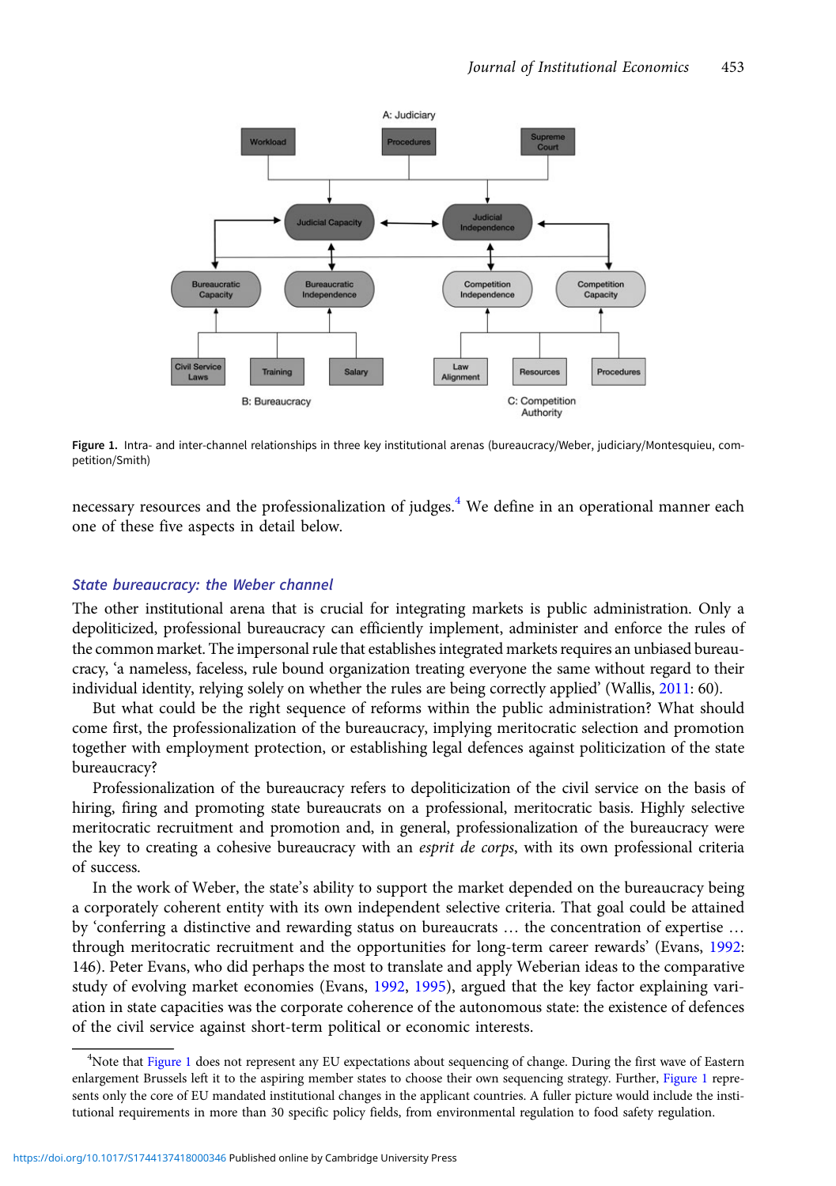Figure 1. Intra- and inter-channel relationships in three key institutional arenas (bureaucracy/Weber, judiciary/Montesquieu, competition/Smith)

necessary resources and the professionalization of judges.[4] We define in an operational manner each one of these five aspects in detail below.

### State bureaucracy: the Weber channel

The other institutional arena that is crucial for integrating markets is public administration. Only a depoliticized, professional bureaucracy can efficiently implement, administer and enforce the rules of the common market. The impersonal rule that establishes integrated markets requires an unbiased bureaucracy, 'a nameless, faceless, rule bound organization treating everyone the same without regard to their individual identity, relying solely on whether the rules are being correctly applied' (Wallis, 2011: 60).

But what could be the right sequence of reforms within the public administration? What should come first, the professionalization of the bureaucracy, implying meritocratic selection and promotion together with employment protection, or establishing legal defences against politicization of the state bureaucracy?

Professionalization of the bureaucracy refers to depoliticization of the civil service on the basis of hiring, firing and promoting state bureaucrats on a professional, meritocratic basis. Highly selective meritocratic recruitment and promotion and, in general, professionalization of the bureaucracy were the key to creating a cohesive bureaucracy with an *esprit de corps*, with its own professional criteria of success.

In the work of Weber, the state's ability to support the market depended on the bureaucracy being a corporately coherent entity with its own independent selective criteria. That goal could be attained by 'conferring a distinctive and rewarding status on bureaucrats … the concentration of expertise … through meritocratic recruitment and the opportunities for long-term career rewards' (Evans, 1992: 146). Peter Evans, who did perhaps the most to translate and apply Weberian ideas to the comparative study of evolving market economies (Evans, 1992, 1995), argued that the key factor explaining variation in state capacities was the corporate coherence of the autonomous state: the existence of defences of the civil service against short-term political or economic interests.

[4]Note that Figure 1 does not represent any EU expectations about sequencing of change. During the first wave of Eastern enlargement Brussels left it to the aspiring member states to choose their own sequencing strategy. Further, Figure 1 represents only the core of EU mandated institutional changes in the applicant countries. A fuller picture would include the institutional requirements in more than 30 specific policy fields, from environmental regulation to food safety regulation.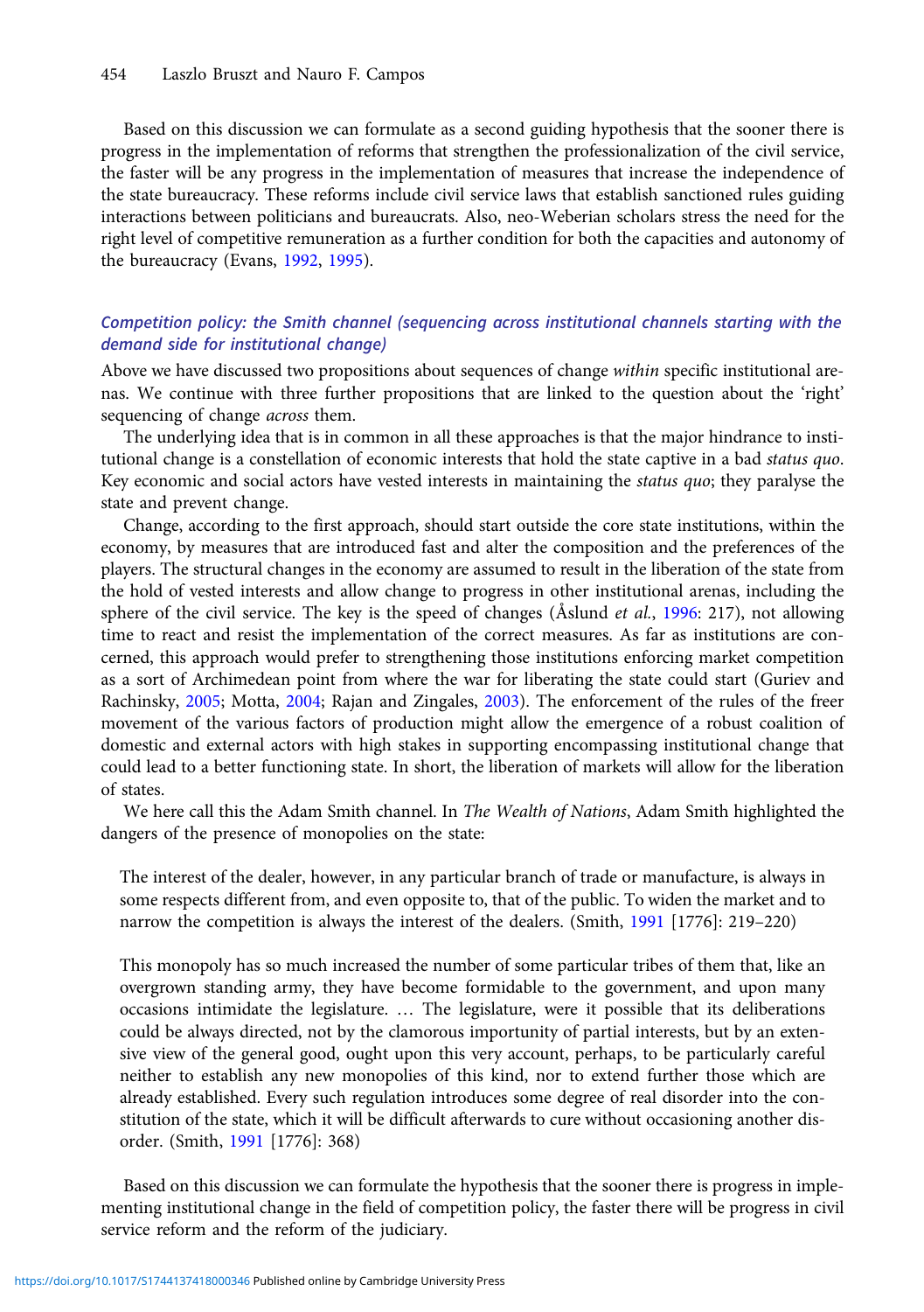Based on this discussion we can formulate as a second guiding hypothesis that the sooner there is progress in the implementation of reforms that strengthen the professionalization of the civil service, the faster will be any progress in the implementation of measures that increase the independence of the state bureaucracy. These reforms include civil service laws that establish sanctioned rules guiding interactions between politicians and bureaucrats. Also, neo-Weberian scholars stress the need for the right level of competitive remuneration as a further condition for both the capacities and autonomy of the bureaucracy (Evans, 1992, 1995).

### *Competition policy: the Smith channel (sequencing across institutional channels starting with the demand side for institutional change)*

Above we have discussed two propositions about sequences of change *within* specific institutional arenas. We continue with three further propositions that are linked to the question about the 'right' sequencing of change *across* them.

The underlying idea that is in common in all these approaches is that the major hindrance to institutional change is a constellation of economic interests that hold the state captive in a bad *status quo*. Key economic and social actors have vested interests in maintaining the *status quo*; they paralyse the state and prevent change.

Change, according to the first approach, should start outside the core state institutions, within the economy, by measures that are introduced fast and alter the composition and the preferences of the players. The structural changes in the economy are assumed to result in the liberation of the state from the hold of vested interests and allow change to progress in other institutional arenas, including the sphere of the civil service. The key is the speed of changes (Åslund *et al.*, 1996: 217), not allowing time to react and resist the implementation of the correct measures. As far as institutions are concerned, this approach would prefer to strengthening those institutions enforcing market competition as a sort of Archimedean point from where the war for liberating the state could start (Guriev and Rachinsky, 2005; Motta, 2004; Rajan and Zingales, 2003). The enforcement of the rules of the freer movement of the various factors of production might allow the emergence of a robust coalition of domestic and external actors with high stakes in supporting encompassing institutional change that could lead to a better functioning state. In short, the liberation of markets will allow for the liberation of states.

We here call this the Adam Smith channel. In *The Wealth of Nations*, Adam Smith highlighted the dangers of the presence of monopolies on the state:

> The interest of the dealer, however, in any particular branch of trade or manufacture, is always in some respects different from, and even opposite to, that of the public. To widen the market and to narrow the competition is always the interest of the dealers. (Smith, 1991 [1776]: 219–220)

> This monopoly has so much increased the number of some particular tribes of them that, like an overgrown standing army, they have become formidable to the government, and upon many occasions intimidate the legislature. … The legislature, were it possible that its deliberations could be always directed, not by the clamorous importunity of partial interests, but by an extensive view of the general good, ought upon this very account, perhaps, to be particularly careful neither to establish any new monopolies of this kind, nor to extend further those which are already established. Every such regulation introduces some degree of real disorder into the constitution of the state, which it will be difficult afterwards to cure without occasioning another disorder. (Smith, 1991 [1776]: 368)

Based on this discussion we can formulate the hypothesis that the sooner there is progress in implementing institutional change in the field of competition policy, the faster there will be progress in civil service reform and the reform of the judiciary.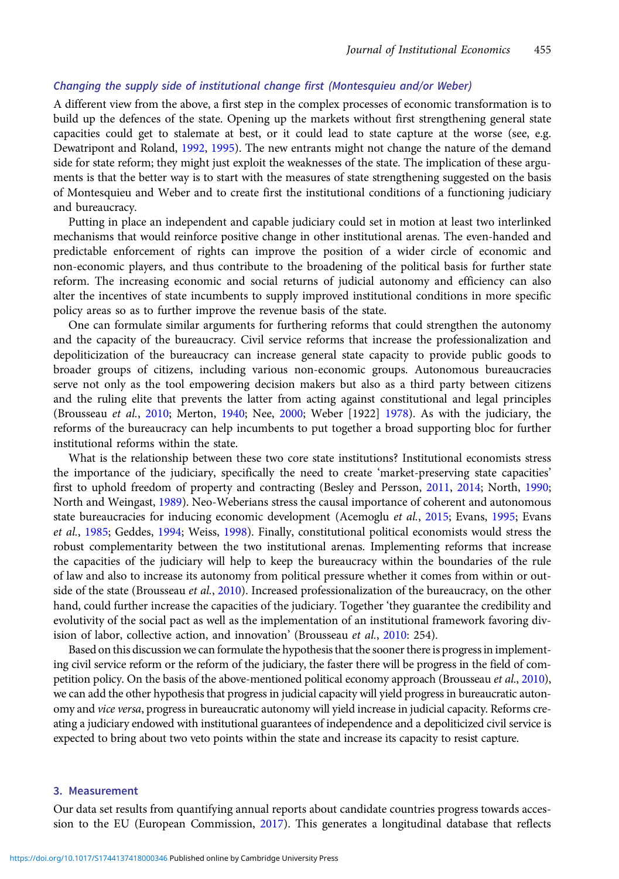### *Changing the supply side of institutional change first (Montesquieu and/or Weber)*

A different view from the above, a first step in the complex processes of economic transformation is to build up the defences of the state. Opening up the markets without first strengthening general state capacities could get to stalemate at best, or it could lead to state capture at the worse (see, e.g. Dewatripont and Roland, 1992, 1995). The new entrants might not change the nature of the demand side for state reform; they might just exploit the weaknesses of the state. The implication of these arguments is that the better way is to start with the measures of state strengthening suggested on the basis of Montesquieu and Weber and to create first the institutional conditions of a functioning judiciary and bureaucracy.

Putting in place an independent and capable judiciary could set in motion at least two interlinked mechanisms that would reinforce positive change in other institutional arenas. The even-handed and predictable enforcement of rights can improve the position of a wider circle of economic and non-economic players, and thus contribute to the broadening of the political basis for further state reform. The increasing economic and social returns of judicial autonomy and efficiency can also alter the incentives of state incumbents to supply improved institutional conditions in more specific policy areas so as to further improve the revenue basis of the state.

One can formulate similar arguments for furthering reforms that could strengthen the autonomy and the capacity of the bureaucracy. Civil service reforms that increase the professionalization and depoliticization of the bureaucracy can increase general state capacity to provide public goods to broader groups of citizens, including various non-economic groups. Autonomous bureaucracies serve not only as the tool empowering decision makers but also as a third party between citizens and the ruling elite that prevents the latter from acting against constitutional and legal principles (Brousseau *et al.*, 2010; Merton, 1940; Nee, 2000; Weber [1922] 1978). As with the judiciary, the reforms of the bureaucracy can help incumbents to put together a broad supporting bloc for further institutional reforms within the state.

What is the relationship between these two core state institutions? Institutional economists stress the importance of the judiciary, specifically the need to create 'market-preserving state capacities' first to uphold freedom of property and contracting (Besley and Persson, 2011, 2014; North, 1990; North and Weingast, 1989). Neo-Weberians stress the causal importance of coherent and autonomous state bureaucracies for inducing economic development (Acemoglu *et al.*, 2015; Evans, 1995; Evans *et al.*, 1985; Geddes, 1994; Weiss, 1998). Finally, constitutional political economists would stress the robust complementarity between the two institutional arenas. Implementing reforms that increase the capacities of the judiciary will help to keep the bureaucracy within the boundaries of the rule of law and also to increase its autonomy from political pressure whether it comes from within or outside of the state (Brousseau *et al.*, 2010). Increased professionalization of the bureaucracy, on the other hand, could further increase the capacities of the judiciary. Together 'they guarantee the credibility and evolutivity of the social pact as well as the implementation of an institutional framework favoring division of labor, collective action, and innovation' (Brousseau *et al.*, 2010: 254).

Based on this discussion we can formulate the hypothesis that the sooner there is progress in implementing civil service reform or the reform of the judiciary, the faster there will be progress in the field of competition policy. On the basis of the above-mentioned political economy approach (Brousseau *et al.*, 2010), we can add the other hypothesis that progress in judicial capacity will yield progress in bureaucratic autonomy and *vice versa*, progress in bureaucratic autonomy will yield increase in judicial capacity. Reforms creating a judiciary endowed with institutional guarantees of independence and a depoliticized civil service is expected to bring about two veto points within the state and increase its capacity to resist capture.

## 3. Measurement

Our data set results from quantifying annual reports about candidate countries progress towards accession to the EU (European Commission, 2017). This generates a longitudinal database that reflects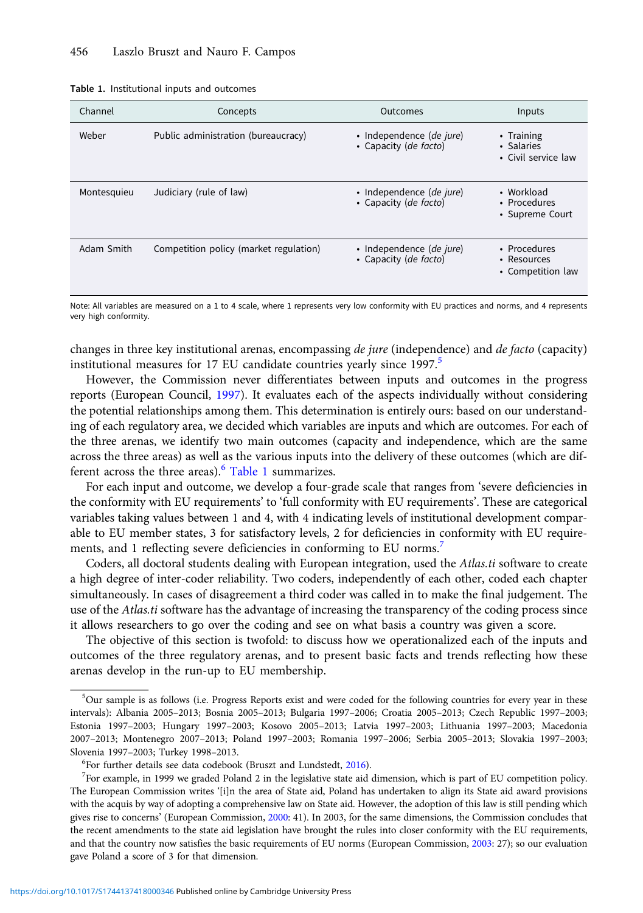Table 1. Institutional inputs and outcomes

| Channel | Concepts | Outcomes | Inputs |
|---|---|---|---|
| Weber | Public administration (bureaucracy) | • Independence (*de jure*)<br>• Capacity (*de facto*) | • Training<br>• Salaries<br>• Civil service law |
| Montesquieu | Judiciary (rule of law) | • Independence (*de jure*)<br>• Capacity (*de facto*) | • Workload<br>• Procedures<br>• Supreme Court |
| Adam Smith | Competition policy (market regulation) | • Independence (*de jure*)<br>• Capacity (*de facto*) | • Procedures<br>• Resources<br>• Competition law |

Note: All variables are measured on a 1 to 4 scale, where 1 represents very low conformity with EU practices and norms, and 4 represents very high conformity.

changes in three key institutional arenas, encompassing *de jure* (independence) and *de facto* (capacity) institutional measures for 17 EU candidate countries yearly since 1997.[5]

However, the Commission never differentiates between inputs and outcomes in the progress reports (European Council, 1997). It evaluates each of the aspects individually without considering the potential relationships among them. This determination is entirely ours: based on our understanding of each regulatory area, we decided which variables are inputs and which are outcomes. For each of the three arenas, we identify two main outcomes (capacity and independence, which are the same across the three areas) as well as the various inputs into the delivery of these outcomes (which are different across the three areas).[6] Table 1 summarizes.

For each input and outcome, we develop a four-grade scale that ranges from 'severe deficiencies in the conformity with EU requirements' to 'full conformity with EU requirements'. These are categorical variables taking values between 1 and 4, with 4 indicating levels of institutional development comparable to EU member states, 3 for satisfactory levels, 2 for deficiencies in conformity with EU requirements, and 1 reflecting severe deficiencies in conforming to EU norms.[7]

Coders, all doctoral students dealing with European integration, used the *Atlas.ti* software to create a high degree of inter-coder reliability. Two coders, independently of each other, coded each chapter simultaneously. In cases of disagreement a third coder was called in to make the final judgement. The use of the *Atlas.ti* software has the advantage of increasing the transparency of the coding process since it allows researchers to go over the coding and see on what basis a country was given a score.

The objective of this section is twofold: to discuss how we operationalized each of the inputs and outcomes of the three regulatory arenas, and to present basic facts and trends reflecting how these arenas develop in the run-up to EU membership.

---

[5]Our sample is as follows (i.e. Progress Reports exist and were coded for the following countries for every year in these intervals): Albania 2005–2013; Bosnia 2005–2013; Bulgaria 1997–2006; Croatia 2005–2013; Czech Republic 1997–2003; Estonia 1997–2003; Hungary 1997–2003; Kosovo 2005–2013; Latvia 1997–2003; Lithuania 1997–2003; Macedonia 2007–2013; Montenegro 2007–2013; Poland 1997–2003; Romania 1997–2006; Serbia 2005–2013; Slovakia 1997–2003; Slovenia 1997–2003; Turkey 1998–2013.

[6]For further details see data codebook (Bruszt and Lundstedt, 2016).

[7]For example, in 1999 we graded Poland 2 in the legislative state aid dimension, which is part of EU competition policy. The European Commission writes '[i]n the area of State aid, Poland has undertaken to align its State aid award provisions with the acquis by way of adopting a comprehensive law on State aid. However, the adoption of this law is still pending which gives rise to concerns' (European Commission, 2000: 41). In 2003, for the same dimensions, the Commission concludes that the recent amendments to the state aid legislation have brought the rules into closer conformity with the EU requirements, and that the country now satisfies the basic requirements of EU norms (European Commission, 2003: 27); so our evaluation gave Poland a score of 3 for that dimension.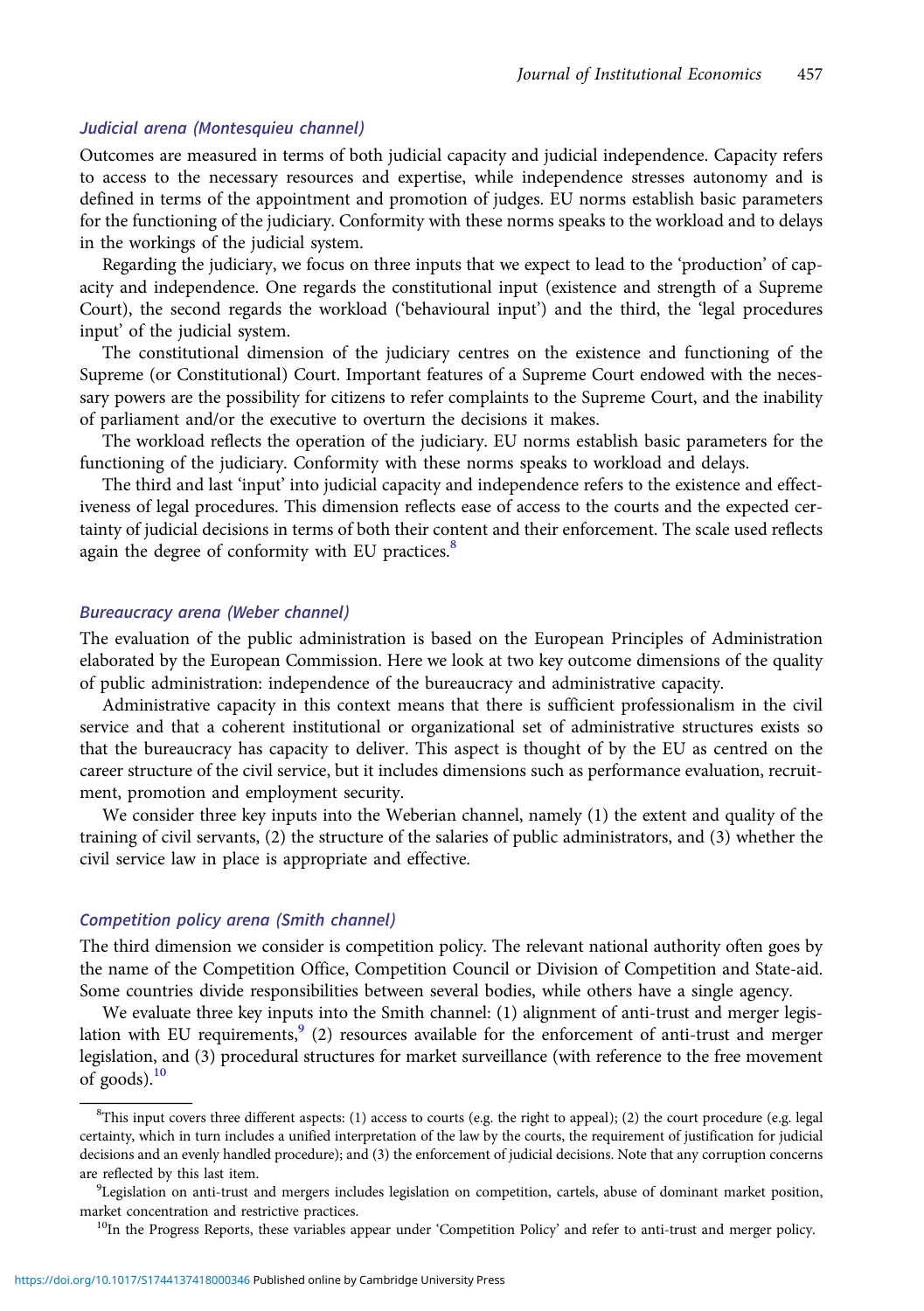### *Judicial arena (Montesquieu channel)*

Outcomes are measured in terms of both judicial capacity and judicial independence. Capacity refers to access to the necessary resources and expertise, while independence stresses autonomy and is defined in terms of the appointment and promotion of judges. EU norms establish basic parameters for the functioning of the judiciary. Conformity with these norms speaks to the workload and to delays in the workings of the judicial system.

Regarding the judiciary, we focus on three inputs that we expect to lead to the 'production' of capacity and independence. One regards the constitutional input (existence and strength of a Supreme Court), the second regards the workload ('behavioural input') and the third, the 'legal procedures input' of the judicial system.

The constitutional dimension of the judiciary centres on the existence and functioning of the Supreme (or Constitutional) Court. Important features of a Supreme Court endowed with the necessary powers are the possibility for citizens to refer complaints to the Supreme Court, and the inability of parliament and/or the executive to overturn the decisions it makes.

The workload reflects the operation of the judiciary. EU norms establish basic parameters for the functioning of the judiciary. Conformity with these norms speaks to workload and delays.

The third and last 'input' into judicial capacity and independence refers to the existence and effectiveness of legal procedures. This dimension reflects ease of access to the courts and the expected certainty of judicial decisions in terms of both their content and their enforcement. The scale used reflects again the degree of conformity with EU practices.[8]

### *Bureaucracy arena (Weber channel)*

The evaluation of the public administration is based on the European Principles of Administration elaborated by the European Commission. Here we look at two key outcome dimensions of the quality of public administration: independence of the bureaucracy and administrative capacity.

Administrative capacity in this context means that there is sufficient professionalism in the civil service and that a coherent institutional or organizational set of administrative structures exists so that the bureaucracy has capacity to deliver. This aspect is thought of by the EU as centred on the career structure of the civil service, but it includes dimensions such as performance evaluation, recruitment, promotion and employment security.

We consider three key inputs into the Weberian channel, namely (1) the extent and quality of the training of civil servants, (2) the structure of the salaries of public administrators, and (3) whether the civil service law in place is appropriate and effective.

### *Competition policy arena (Smith channel)*

The third dimension we consider is competition policy. The relevant national authority often goes by the name of the Competition Office, Competition Council or Division of Competition and State-aid. Some countries divide responsibilities between several bodies, while others have a single agency.

We evaluate three key inputs into the Smith channel: (1) alignment of anti-trust and merger legislation with EU requirements,[9] (2) resources available for the enforcement of anti-trust and merger legislation, and (3) procedural structures for market surveillance (with reference to the free movement of goods).[10]

---

[8] This input covers three different aspects: (1) access to courts (e.g. the right to appeal); (2) the court procedure (e.g. legal certainty, which in turn includes a unified interpretation of the law by the courts, the requirement of justification for judicial decisions and an evenly handled procedure); and (3) the enforcement of judicial decisions. Note that any corruption concerns are reflected by this last item.

[9] Legislation on anti-trust and mergers includes legislation on competition, cartels, abuse of dominant market position, market concentration and restrictive practices.

[10] In the Progress Reports, these variables appear under 'Competition Policy' and refer to anti-trust and merger policy.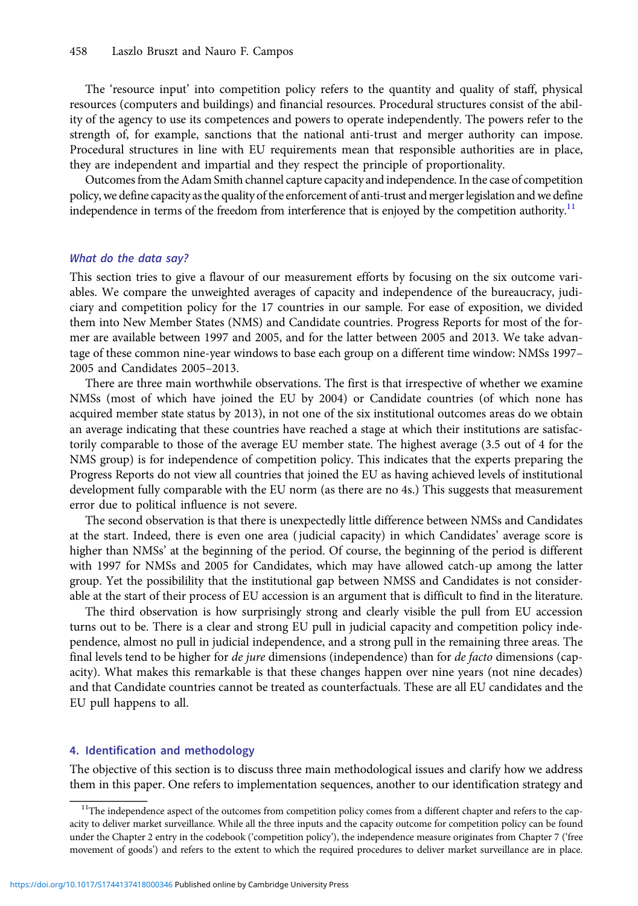The 'resource input' into competition policy refers to the quantity and quality of staff, physical resources (computers and buildings) and financial resources. Procedural structures consist of the ability of the agency to use its competences and powers to operate independently. The powers refer to the strength of, for example, sanctions that the national anti-trust and merger authority can impose. Procedural structures in line with EU requirements mean that responsible authorities are in place, they are independent and impartial and they respect the principle of proportionality.

Outcomes from the Adam Smith channel capture capacity and independence. In the case of competition policy, we define capacity as the quality of the enforcement of anti-trust and merger legislation and we define independence in terms of the freedom from interference that is enjoyed by the competition authority.[11]

### *What do the data say?*

This section tries to give a flavour of our measurement efforts by focusing on the six outcome variables. We compare the unweighted averages of capacity and independence of the bureaucracy, judiciary and competition policy for the 17 countries in our sample. For ease of exposition, we divided them into New Member States (NMS) and Candidate countries. Progress Reports for most of the former are available between 1997 and 2005, and for the latter between 2005 and 2013. We take advantage of these common nine-year windows to base each group on a different time window: NMSs 1997–2005 and Candidates 2005–2013.

There are three main worthwhile observations. The first is that irrespective of whether we examine NMSs (most of which have joined the EU by 2004) or Candidate countries (of which none has acquired member state status by 2013), in not one of the six institutional outcomes areas do we obtain an average indicating that these countries have reached a stage at which their institutions are satisfactorily comparable to those of the average EU member state. The highest average (3.5 out of 4 for the NMS group) is for independence of competition policy. This indicates that the experts preparing the Progress Reports do not view all countries that joined the EU as having achieved levels of institutional development fully comparable with the EU norm (as there are no 4s.) This suggests that measurement error due to political influence is not severe.

The second observation is that there is unexpectedly little difference between NMSs and Candidates at the start. Indeed, there is even one area (judicial capacity) in which Candidates' average score is higher than NMSs' at the beginning of the period. Of course, the beginning of the period is different with 1997 for NMSs and 2005 for Candidates, which may have allowed catch-up among the latter group. Yet the possibility that the institutional gap between NMSS and Candidates is not considerable at the start of their process of EU accession is an argument that is difficult to find in the literature.

The third observation is how surprisingly strong and clearly visible the pull from EU accession turns out to be. There is a clear and strong EU pull in judicial capacity and competition policy independence, almost no pull in judicial independence, and a strong pull in the remaining three areas. The final levels tend to be higher for *de jure* dimensions (independence) than for *de facto* dimensions (capacity). What makes this remarkable is that these changes happen over nine years (not nine decades) and that Candidate countries cannot be treated as counterfactuals. These are all EU candidates and the EU pull happens to all.

## 4. Identification and methodology

The objective of this section is to discuss three main methodological issues and clarify how we address them in this paper. One refers to implementation sequences, another to our identification strategy and

---

[11] The independence aspect of the outcomes from competition policy comes from a different chapter and refers to the capacity to deliver market surveillance. While all the three inputs and the capacity outcome for competition policy can be found under the Chapter 2 entry in the codebook ('competition policy'), the independence measure originates from Chapter 7 ('free movement of goods') and refers to the extent to which the required procedures to deliver market surveillance are in place.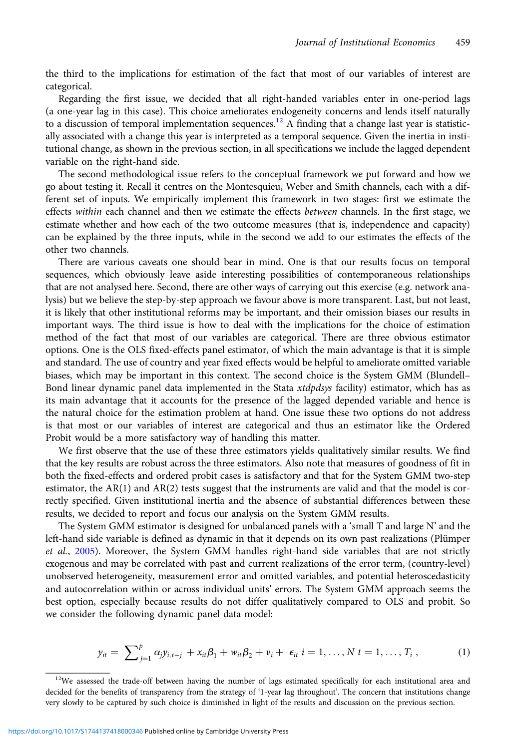the third to the implications for estimation of the fact that most of our variables of interest are categorical.

Regarding the first issue, we decided that all right-handed variables enter in one-period lags (a one-year lag in this case). This choice ameliorates endogeneity concerns and lends itself naturally to a discussion of temporal implementation sequences.[12] A finding that a change last year is statistically associated with a change this year is interpreted as a temporal sequence. Given the inertia in institutional change, as shown in the previous section, in all specifications we include the lagged dependent variable on the right-hand side.

The second methodological issue refers to the conceptual framework we put forward and how we go about testing it. Recall it centres on the Montesquieu, Weber and Smith channels, each with a different set of inputs. We empirically implement this framework in two stages: first we estimate the effects *within* each channel and then we estimate the effects *between* channels. In the first stage, we estimate whether and how each of the two outcome measures (that is, independence and capacity) can be explained by the three inputs, while in the second we add to our estimates the effects of the other two channels.

There are various caveats one should bear in mind. One is that our results focus on temporal sequences, which obviously leave aside interesting possibilities of contemporaneous relationships that are not analysed here. Second, there are other ways of carrying out this exercise (e.g. network analysis) but we believe the step-by-step approach we favour above is more transparent. Last, but not least, it is likely that other institutional reforms may be important, and their omission biases our results in important ways. The third issue is how to deal with the implications for the choice of estimation method of the fact that most of our variables are categorical. There are three obvious estimator options. One is the OLS fixed-effects panel estimator, of which the main advantage is that it is simple and standard. The use of country and year fixed effects would be helpful to ameliorate omitted variable biases, which may be important in this context. The second choice is the System GMM (Blundell–Bond linear dynamic panel data implemented in the Stata *xtdpdsys* facility) estimator, which has as its main advantage that it accounts for the presence of the lagged depended variable and hence is the natural choice for the estimation problem at hand. One issue these two options do not address is that most or our variables of interest are categorical and thus an estimator like the Ordered Probit would be a more satisfactory way of handling this matter.

We first observe that the use of these three estimators yields qualitatively similar results. We find that the key results are robust across the three estimators. Also note that measures of goodness of fit in both the fixed-effects and ordered probit cases is satisfactory and that for the System GMM two-step estimator, the AR(1) and AR(2) tests suggest that the instruments are valid and that the model is correctly specified. Given institutional inertia and the absence of substantial differences between these results, we decided to report and focus our analysis on the System GMM results.

The System GMM estimator is designed for unbalanced panels with a 'small T and large N' and the left-hand side variable is defined as dynamic in that it depends on its own past realizations (Plümper *et al.*, 2005). Moreover, the System GMM handles right-hand side variables that are not strictly exogenous and may be correlated with past and current realizations of the error term, (country-level) unobserved heterogeneity, measurement error and omitted variables, and potential heteroscedasticity and autocorrelation within or across individual units' errors. The System GMM approach seems the best option, especially because results do not differ qualitatively compared to OLS and probit. So we consider the following dynamic panel data model:

$$y_{it} = \sum\nolimits_{j=1}^{p} \alpha_j y_{i,t-j} + x_{it}\beta_1 + w_{it}\beta_2 + \nu_i + \epsilon_{it} \; i = 1, \ldots, N \; t = 1, \ldots, T_i \,, \qquad (1)$$

[12]We assessed the trade-off between having the number of lags estimated specifically for each institutional area and decided for the benefits of transparency from the strategy of '1-year lag throughout'. The concern that institutions change very slowly to be captured by such choice is diminished in light of the results and discussion on the previous section.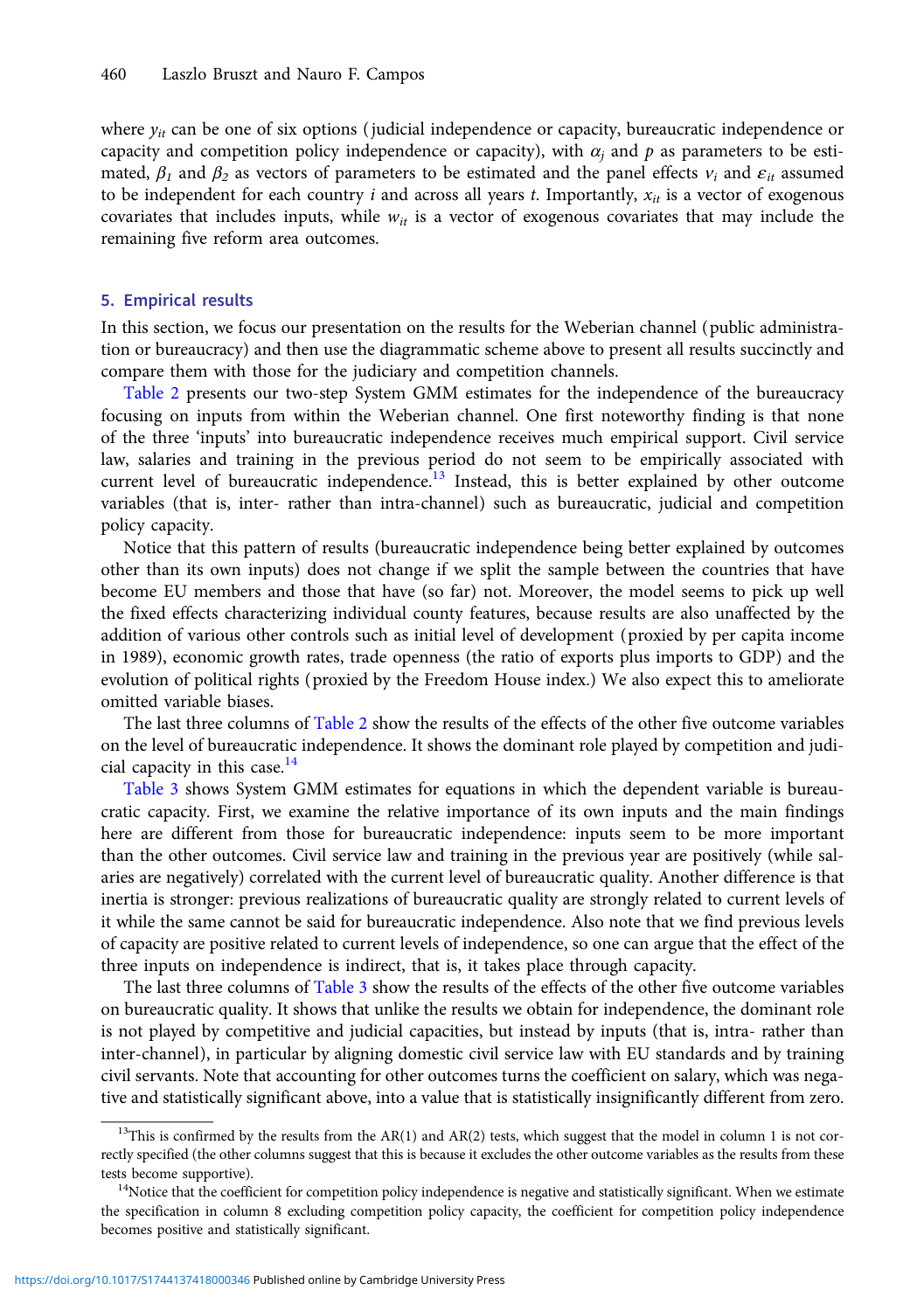where $y_{it}$ can be one of six options (judicial independence or capacity, bureaucratic independence or capacity and competition policy independence or capacity), with $\alpha_j$ and $p$ as parameters to be estimated, $\beta_1$ and $\beta_2$ as vectors of parameters to be estimated and the panel effects $v_i$ and $\varepsilon_{it}$ assumed to be independent for each country $i$ and across all years $t$. Importantly, $x_{it}$ is a vector of exogenous covariates that includes inputs, while $w_{it}$ is a vector of exogenous covariates that may include the remaining five reform area outcomes.

## 5. Empirical results

In this section, we focus our presentation on the results for the Weberian channel (public administration or bureaucracy) and then use the diagrammatic scheme above to present all results succinctly and compare them with those for the judiciary and competition channels.

Table 2 presents our two-step System GMM estimates for the independence of the bureaucracy focusing on inputs from within the Weberian channel. One first noteworthy finding is that none of the three 'inputs' into bureaucratic independence receives much empirical support. Civil service law, salaries and training in the previous period do not seem to be empirically associated with current level of bureaucratic independence.[13] Instead, this is better explained by other outcome variables (that is, inter- rather than intra-channel) such as bureaucratic, judicial and competition policy capacity.

Notice that this pattern of results (bureaucratic independence being better explained by outcomes other than its own inputs) does not change if we split the sample between the countries that have become EU members and those that have (so far) not. Moreover, the model seems to pick up well the fixed effects characterizing individual county features, because results are also unaffected by the addition of various other controls such as initial level of development (proxied by per capita income in 1989), economic growth rates, trade openness (the ratio of exports plus imports to GDP) and the evolution of political rights (proxied by the Freedom House index.) We also expect this to ameliorate omitted variable biases.

The last three columns of Table 2 show the results of the effects of the other five outcome variables on the level of bureaucratic independence. It shows the dominant role played by competition and judicial capacity in this case.[14]

Table 3 shows System GMM estimates for equations in which the dependent variable is bureaucratic capacity. First, we examine the relative importance of its own inputs and the main findings here are different from those for bureaucratic independence: inputs seem to be more important than the other outcomes. Civil service law and training in the previous year are positively (while salaries are negatively) correlated with the current level of bureaucratic quality. Another difference is that inertia is stronger: previous realizations of bureaucratic quality are strongly related to current levels of it while the same cannot be said for bureaucratic independence. Also note that we find previous levels of capacity are positive related to current levels of independence, so one can argue that the effect of the three inputs on independence is indirect, that is, it takes place through capacity.

The last three columns of Table 3 show the results of the effects of the other five outcome variables on bureaucratic quality. It shows that unlike the results we obtain for independence, the dominant role is not played by competitive and judicial capacities, but instead by inputs (that is, intra- rather than inter-channel), in particular by aligning domestic civil service law with EU standards and by training civil servants. Note that accounting for other outcomes turns the coefficient on salary, which was negative and statistically significant above, into a value that is statistically insignificantly different from zero.

[13]This is confirmed by the results from the AR(1) and AR(2) tests, which suggest that the model in column 1 is not correctly specified (the other columns suggest that this is because it excludes the other outcome variables as the results from these tests become supportive).

[14]Notice that the coefficient for competition policy independence is negative and statistically significant. When we estimate the specification in column 8 excluding competition policy capacity, the coefficient for competition policy independence becomes positive and statistically significant.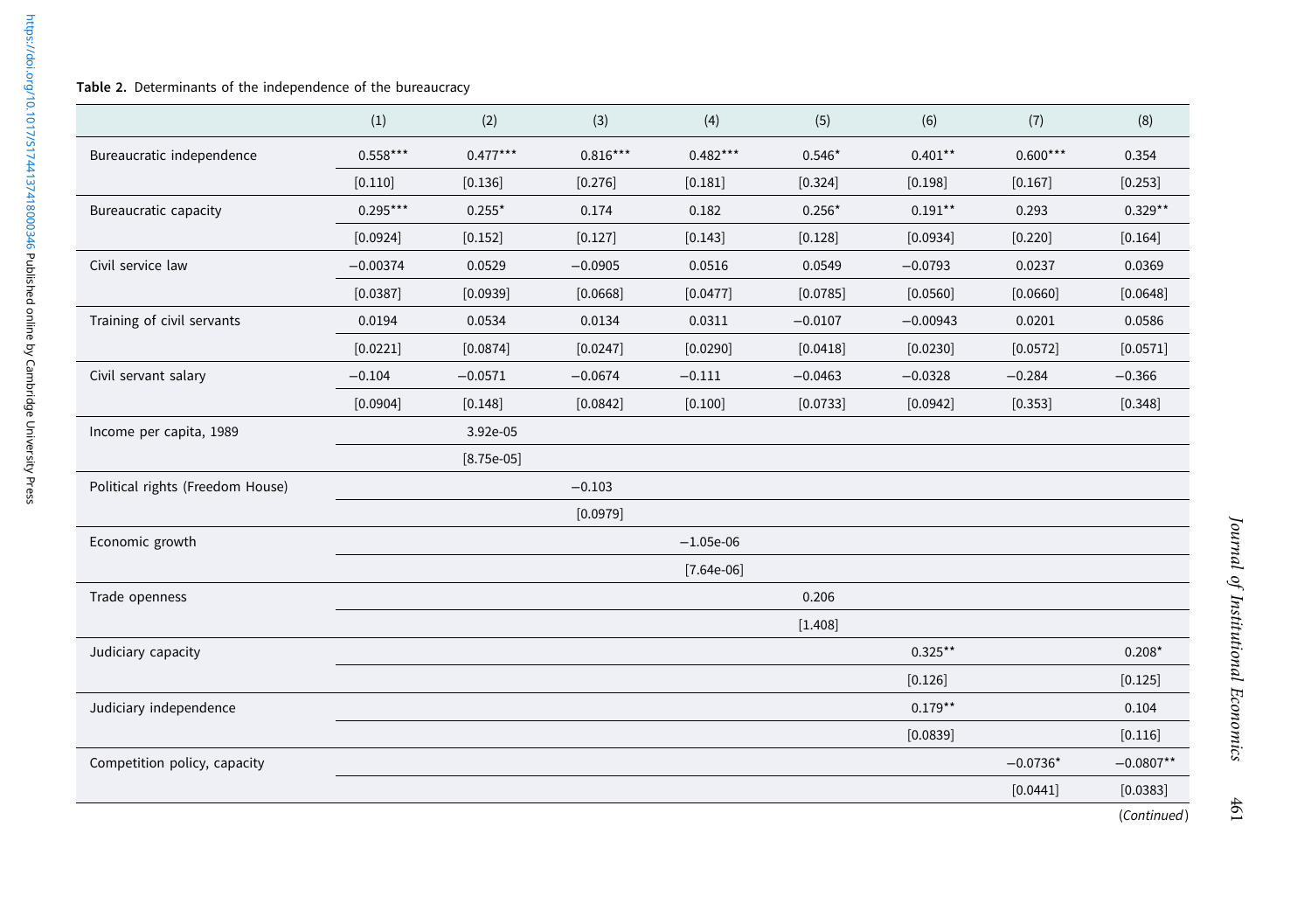**Table 2.** Determinants of the independence of the bureaucracy

| | (1) | (2) | (3) | (4) | (5) | (6) | (7) | (8) |
|---|---|---|---|---|---|---|---|---|
| Bureaucratic independence | 0.558*** | 0.477*** | 0.816*** | 0.482*** | 0.546* | 0.401** | 0.600*** | 0.354 |
| | [0.110] | [0.136] | [0.276] | [0.181] | [0.324] | [0.198] | [0.167] | [0.253] |
| Bureaucratic capacity | 0.295*** | 0.255* | 0.174 | 0.182 | 0.256* | 0.191** | 0.293 | 0.329** |
| | [0.0924] | [0.152] | [0.127] | [0.143] | [0.128] | [0.0934] | [0.220] | [0.164] |
| Civil service law | −0.00374 | 0.0529 | −0.0905 | 0.0516 | 0.0549 | −0.0793 | 0.0237 | 0.0369 |
| | [0.0387] | [0.0939] | [0.0668] | [0.0477] | [0.0785] | [0.0560] | [0.0660] | [0.0648] |
| Training of civil servants | 0.0194 | 0.0534 | 0.0134 | 0.0311 | −0.0107 | −0.00943 | 0.0201 | 0.0586 |
| | [0.0221] | [0.0874] | [0.0247] | [0.0290] | [0.0418] | [0.0230] | [0.0572] | [0.0571] |
| Civil servant salary | −0.104 | −0.0571 | −0.0674 | −0.111 | −0.0463 | −0.0328 | −0.284 | −0.366 |
| | [0.0904] | [0.148] | [0.0842] | [0.100] | [0.0733] | [0.0942] | [0.353] | [0.348] |
| Income per capita, 1989 | | 3.92e-05 | | | | | | |
| | | [8.75e-05] | | | | | | |
| Political rights (Freedom House) | | | −0.103 | | | | | |
| | | | [0.0979] | | | | | |
| Economic growth | | | | −1.05e-06 | | | | |
| | | | | [7.64e-06] | | | | |
| Trade openness | | | | | 0.206 | | | |
| | | | | | [1.408] | | | |
| Judiciary capacity | | | | | | 0.325** | | 0.208* |
| | | | | | | [0.126] | | [0.125] |
| Judiciary independence | | | | | | 0.179** | | 0.104 |
| | | | | | | [0.0839] | | [0.116] |
| Competition policy, capacity | | | | | | | −0.0736* | −0.0807** |
| | | | | | | | [0.0441] | [0.0383] |

(*Continued*)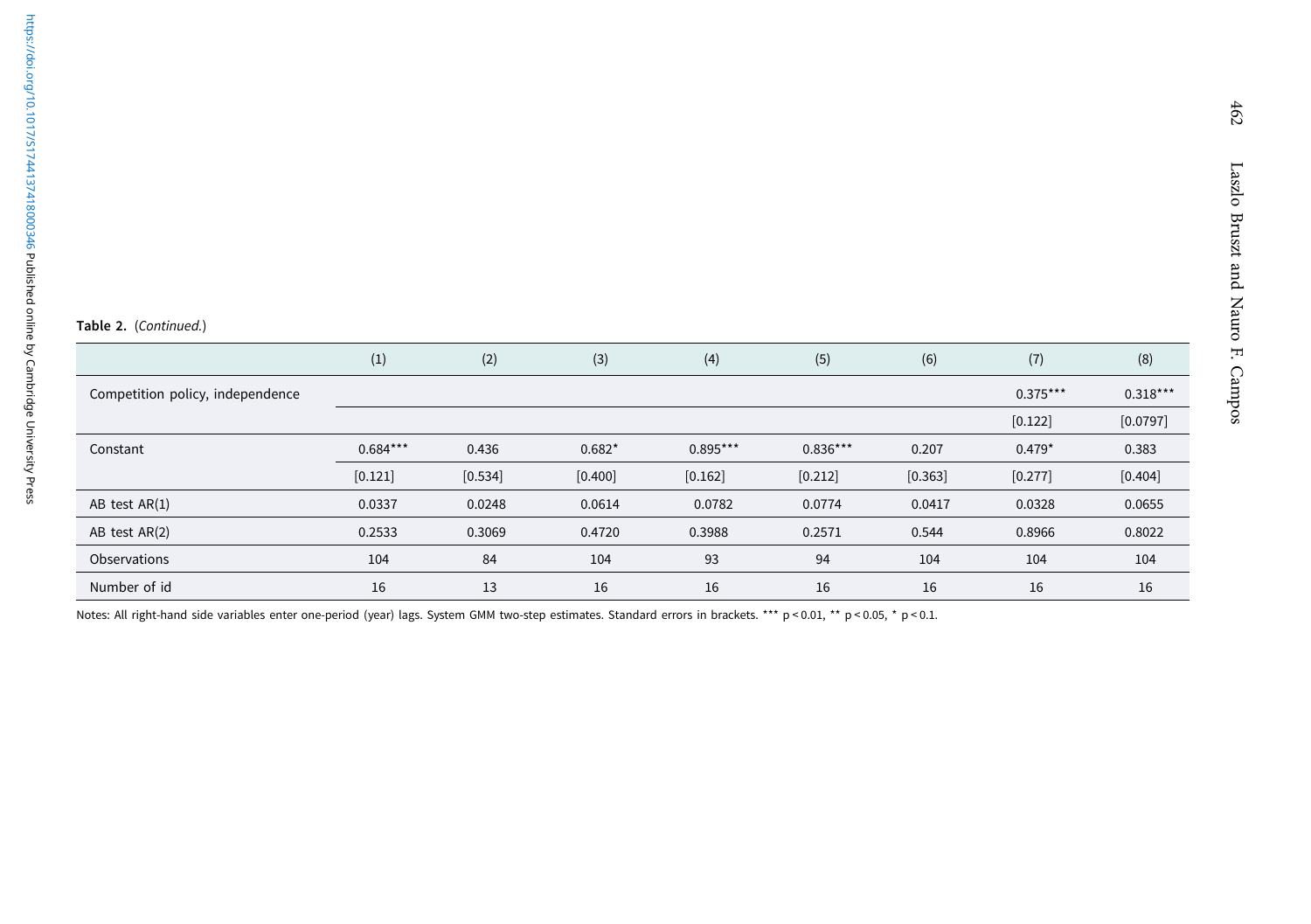**Table 2.** (*Continued.*)

| | (1) | (2) | (3) | (4) | (5) | (6) | (7) | (8) |
|---|---|---|---|---|---|---|---|---|
| Competition policy, independence | | | | | | | 0.375*** | 0.318*** |
| | | | | | | | [0.122] | [0.0797] |
| Constant | 0.684*** | 0.436 | 0.682* | 0.895*** | 0.836*** | 0.207 | 0.479* | 0.383 |
| | [0.121] | [0.534] | [0.400] | [0.162] | [0.212] | [0.363] | [0.277] | [0.404] |
| AB test AR(1) | 0.0337 | 0.0248 | 0.0614 | 0.0782 | 0.0774 | 0.0417 | 0.0328 | 0.0655 |
| AB test AR(2) | 0.2533 | 0.3069 | 0.4720 | 0.3988 | 0.2571 | 0.544 | 0.8966 | 0.8022 |
| Observations | 104 | 84 | 104 | 93 | 94 | 104 | 104 | 104 |
| Number of id | 16 | 13 | 16 | 16 | 16 | 16 | 16 | 16 |

Notes: All right-hand side variables enter one-period (year) lags. System GMM two-step estimates. Standard errors in brackets. *** $p < 0.01$, ** $p < 0.05$, * $p < 0.1$.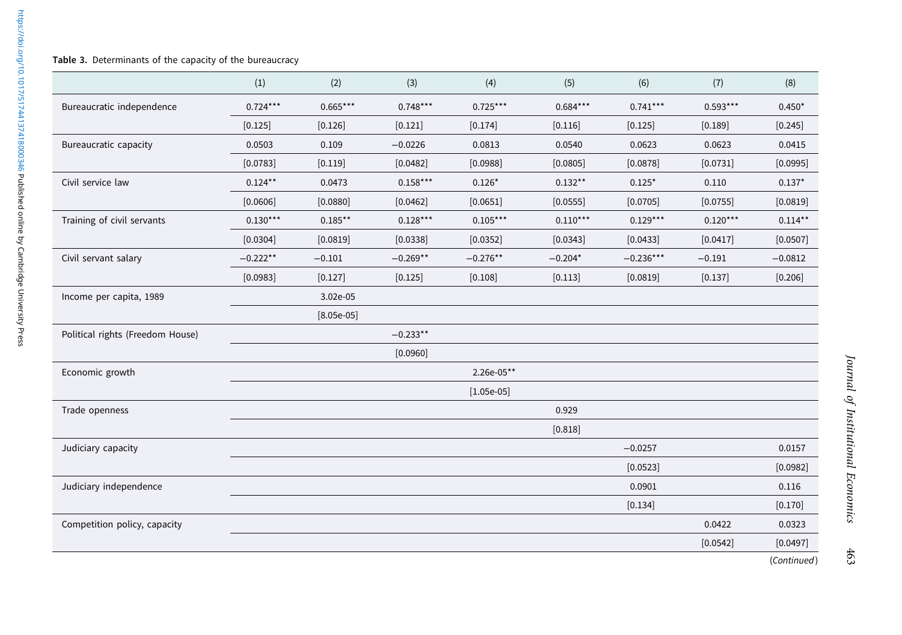**Table 3.** Determinants of the capacity of the bureaucracy

| | (1) | (2) | (3) | (4) | (5) | (6) | (7) | (8) |
|---|---|---|---|---|---|---|---|---|
| Bureaucratic independence | 0.724*** | 0.665*** | 0.748*** | 0.725*** | 0.684*** | 0.741*** | 0.593*** | 0.450* |
| | [0.125] | [0.126] | [0.121] | [0.174] | [0.116] | [0.125] | [0.189] | [0.245] |
| Bureaucratic capacity | 0.0503 | 0.109 | −0.0226 | 0.0813 | 0.0540 | 0.0623 | 0.0623 | 0.0415 |
| | [0.0783] | [0.119] | [0.0482] | [0.0988] | [0.0805] | [0.0878] | [0.0731] | [0.0995] |
| Civil service law | 0.124** | 0.0473 | 0.158*** | 0.126* | 0.132** | 0.125* | 0.110 | 0.137* |
| | [0.0606] | [0.0880] | [0.0462] | [0.0651] | [0.0555] | [0.0705] | [0.0755] | [0.0819] |
| Training of civil servants | 0.130*** | 0.185** | 0.128*** | 0.105*** | 0.110*** | 0.129*** | 0.120*** | 0.114** |
| | [0.0304] | [0.0819] | [0.0338] | [0.0352] | [0.0343] | [0.0433] | [0.0417] | [0.0507] |
| Civil servant salary | −0.222** | −0.101 | −0.269** | −0.276** | −0.204* | −0.236*** | −0.191 | −0.0812 |
| | [0.0983] | [0.127] | [0.125] | [0.108] | [0.113] | [0.0819] | [0.137] | [0.206] |
| Income per capita, 1989 | | 3.02e-05 | | | | | | |
| | | [8.05e-05] | | | | | | |
| Political rights (Freedom House) | | | −0.233** | | | | | |
| | | | [0.0960] | | | | | |
| Economic growth | | | | 2.26e-05** | | | | |
| | | | | [1.05e-05] | | | | |
| Trade openness | | | | | 0.929 | | | |
| | | | | | [0.818] | | | |
| Judiciary capacity | | | | | | −0.0257 | | 0.0157 |
| | | | | | | [0.0523] | | [0.0982] |
| Judiciary independence | | | | | | 0.0901 | | 0.116 |
| | | | | | | [0.134] | | [0.170] |
| Competition policy, capacity | | | | | | | 0.0422 | 0.0323 |
| | | | | | | | [0.0542] | [0.0497] |

(*Continued*)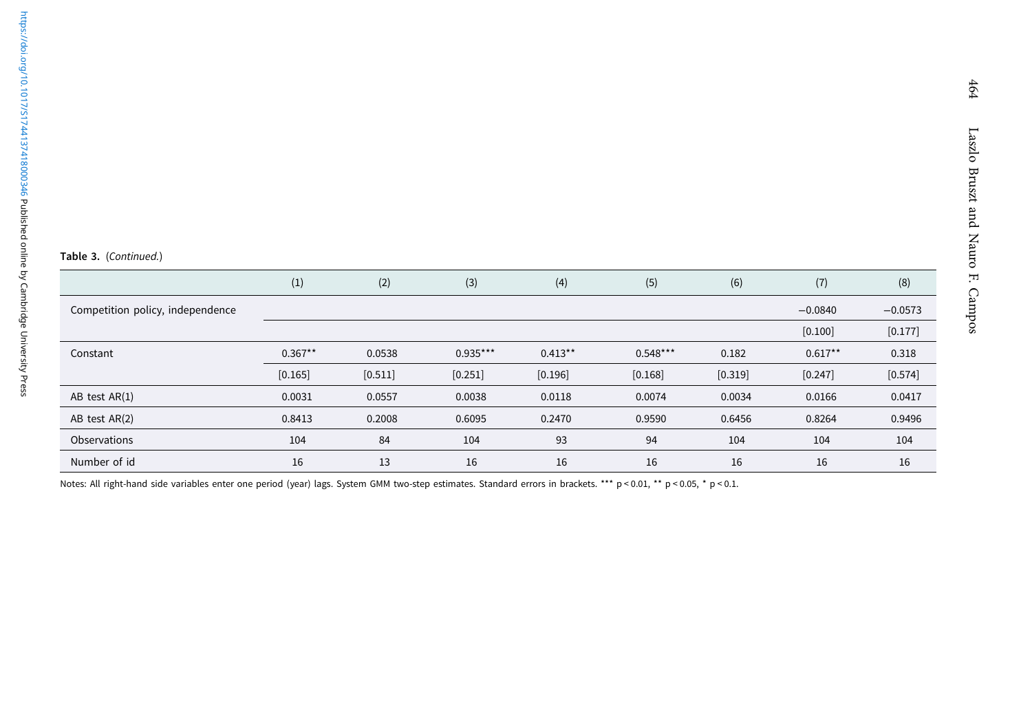**Table 3.** (*Continued.*)

| | (1) | (2) | (3) | (4) | (5) | (6) | (7) | (8) |
|---|---|---|---|---|---|---|---|---|
| Competition policy, independence | | | | | | | −0.0840 | −0.0573 |
| | | | | | | | [0.100] | [0.177] |
| Constant | 0.367** | 0.0538 | 0.935*** | 0.413** | 0.548*** | 0.182 | 0.617** | 0.318 |
| | [0.165] | [0.511] | [0.251] | [0.196] | [0.168] | [0.319] | [0.247] | [0.574] |
| AB test AR(1) | 0.0031 | 0.0557 | 0.0038 | 0.0118 | 0.0074 | 0.0034 | 0.0166 | 0.0417 |
| AB test AR(2) | 0.8413 | 0.2008 | 0.6095 | 0.2470 | 0.9590 | 0.6456 | 0.8264 | 0.9496 |
| Observations | 104 | 84 | 104 | 93 | 94 | 104 | 104 | 104 |
| Number of id | 16 | 13 | 16 | 16 | 16 | 16 | 16 | 16 |

Notes: All right-hand side variables enter one period (year) lags. System GMM two-step estimates. Standard errors in brackets. *** $p < 0.01$, ** $p < 0.05$, * $p < 0.1$.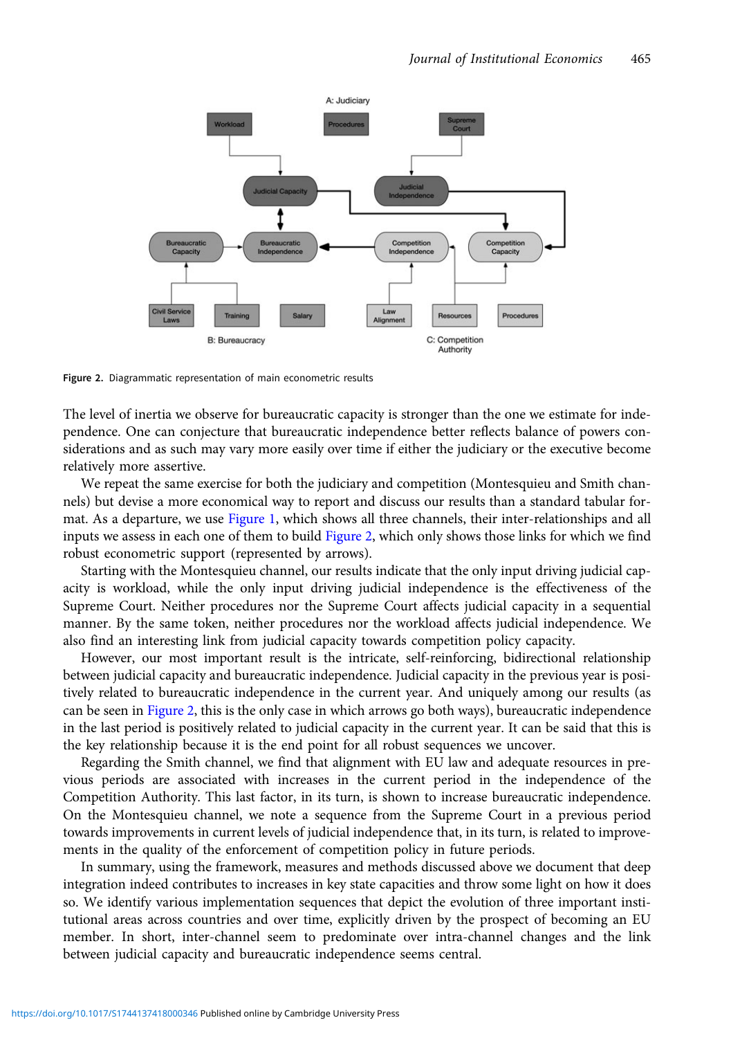Figure 2. Diagrammatic representation of main econometric results

The level of inertia we observe for bureaucratic capacity is stronger than the one we estimate for independence. One can conjecture that bureaucratic independence better reflects balance of powers considerations and as such may vary more easily over time if either the judiciary or the executive become relatively more assertive.

We repeat the same exercise for both the judiciary and competition (Montesquieu and Smith channels) but devise a more economical way to report and discuss our results than a standard tabular format. As a departure, we use Figure 1, which shows all three channels, their inter-relationships and all inputs we assess in each one of them to build Figure 2, which only shows those links for which we find robust econometric support (represented by arrows).

Starting with the Montesquieu channel, our results indicate that the only input driving judicial capacity is workload, while the only input driving judicial independence is the effectiveness of the Supreme Court. Neither procedures nor the Supreme Court affects judicial capacity in a sequential manner. By the same token, neither procedures nor the workload affects judicial independence. We also find an interesting link from judicial capacity towards competition policy capacity.

However, our most important result is the intricate, self-reinforcing, bidirectional relationship between judicial capacity and bureaucratic independence. Judicial capacity in the previous year is positively related to bureaucratic independence in the current year. And uniquely among our results (as can be seen in Figure 2, this is the only case in which arrows go both ways), bureaucratic independence in the last period is positively related to judicial capacity in the current year. It can be said that this is the key relationship because it is the end point for all robust sequences we uncover.

Regarding the Smith channel, we find that alignment with EU law and adequate resources in previous periods are associated with increases in the current period in the independence of the Competition Authority. This last factor, in its turn, is shown to increase bureaucratic independence. On the Montesquieu channel, we note a sequence from the Supreme Court in a previous period towards improvements in current levels of judicial independence that, in its turn, is related to improvements in the quality of the enforcement of competition policy in future periods.

In summary, using the framework, measures and methods discussed above we document that deep integration indeed contributes to increases in key state capacities and throw some light on how it does so. We identify various implementation sequences that depict the evolution of three important institutional areas across countries and over time, explicitly driven by the prospect of becoming an EU member. In short, inter-channel seem to predominate over intra-channel changes and the link between judicial capacity and bureaucratic independence seems central.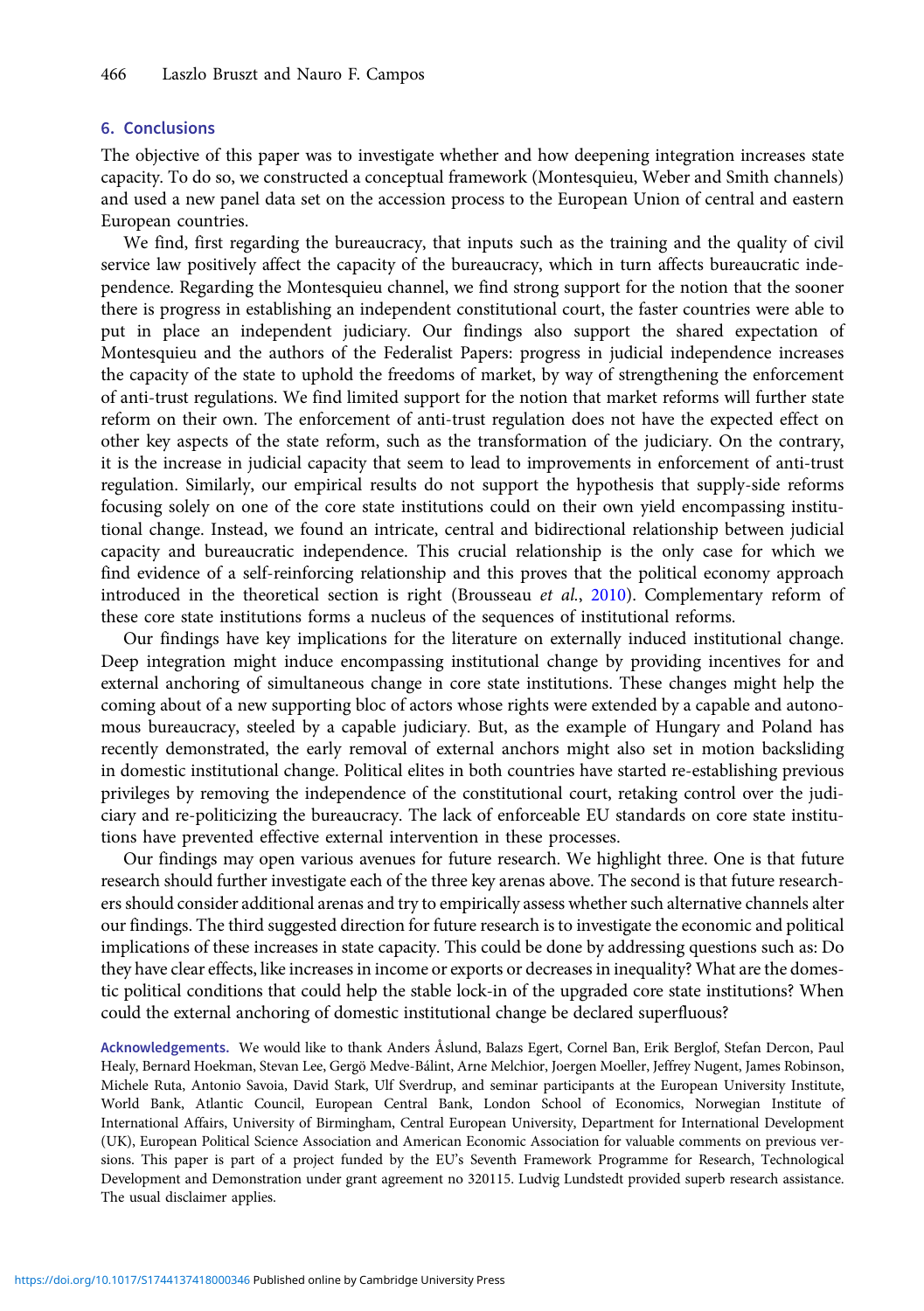## 6. Conclusions

The objective of this paper was to investigate whether and how deepening integration increases state capacity. To do so, we constructed a conceptual framework (Montesquieu, Weber and Smith channels) and used a new panel data set on the accession process to the European Union of central and eastern European countries.

We find, first regarding the bureaucracy, that inputs such as the training and the quality of civil service law positively affect the capacity of the bureaucracy, which in turn affects bureaucratic independence. Regarding the Montesquieu channel, we find strong support for the notion that the sooner there is progress in establishing an independent constitutional court, the faster countries were able to put in place an independent judiciary. Our findings also support the shared expectation of Montesquieu and the authors of the Federalist Papers: progress in judicial independence increases the capacity of the state to uphold the freedoms of market, by way of strengthening the enforcement of anti-trust regulations. We find limited support for the notion that market reforms will further state reform on their own. The enforcement of anti-trust regulation does not have the expected effect on other key aspects of the state reform, such as the transformation of the judiciary. On the contrary, it is the increase in judicial capacity that seem to lead to improvements in enforcement of anti-trust regulation. Similarly, our empirical results do not support the hypothesis that supply-side reforms focusing solely on one of the core state institutions could on their own yield encompassing institutional change. Instead, we found an intricate, central and bidirectional relationship between judicial capacity and bureaucratic independence. This crucial relationship is the only case for which we find evidence of a self-reinforcing relationship and this proves that the political economy approach introduced in the theoretical section is right (Brousseau *et al.*, 2010). Complementary reform of these core state institutions forms a nucleus of the sequences of institutional reforms.

Our findings have key implications for the literature on externally induced institutional change. Deep integration might induce encompassing institutional change by providing incentives for and external anchoring of simultaneous change in core state institutions. These changes might help the coming about of a new supporting bloc of actors whose rights were extended by a capable and autonomous bureaucracy, steeled by a capable judiciary. But, as the example of Hungary and Poland has recently demonstrated, the early removal of external anchors might also set in motion backsliding in domestic institutional change. Political elites in both countries have started re-establishing previous privileges by removing the independence of the constitutional court, retaking control over the judiciary and re-politicizing the bureaucracy. The lack of enforceable EU standards on core state institutions have prevented effective external intervention in these processes.

Our findings may open various avenues for future research. We highlight three. One is that future research should further investigate each of the three key arenas above. The second is that future researchers should consider additional arenas and try to empirically assess whether such alternative channels alter our findings. The third suggested direction for future research is to investigate the economic and political implications of these increases in state capacity. This could be done by addressing questions such as: Do they have clear effects, like increases in income or exports or decreases in inequality? What are the domestic political conditions that could help the stable lock-in of the upgraded core state institutions? When could the external anchoring of domestic institutional change be declared superfluous?

**Acknowledgements.** We would like to thank Anders Åslund, Balazs Egert, Cornel Ban, Erik Berglof, Stefan Dercon, Paul Healy, Bernard Hoekman, Stevan Lee, Gergö Medve-Bálint, Arne Melchior, Joergen Moeller, Jeffrey Nugent, James Robinson, Michele Ruta, Antonio Savoia, David Stark, Ulf Sverdrup, and seminar participants at the European University Institute, World Bank, Atlantic Council, European Central Bank, London School of Economics, Norwegian Institute of International Affairs, University of Birmingham, Central European University, Department for International Development (UK), European Political Science Association and American Economic Association for valuable comments on previous versions. This paper is part of a project funded by the EU's Seventh Framework Programme for Research, Technological Development and Demonstration under grant agreement no 320115. Ludvig Lundstedt provided superb research assistance. The usual disclaimer applies.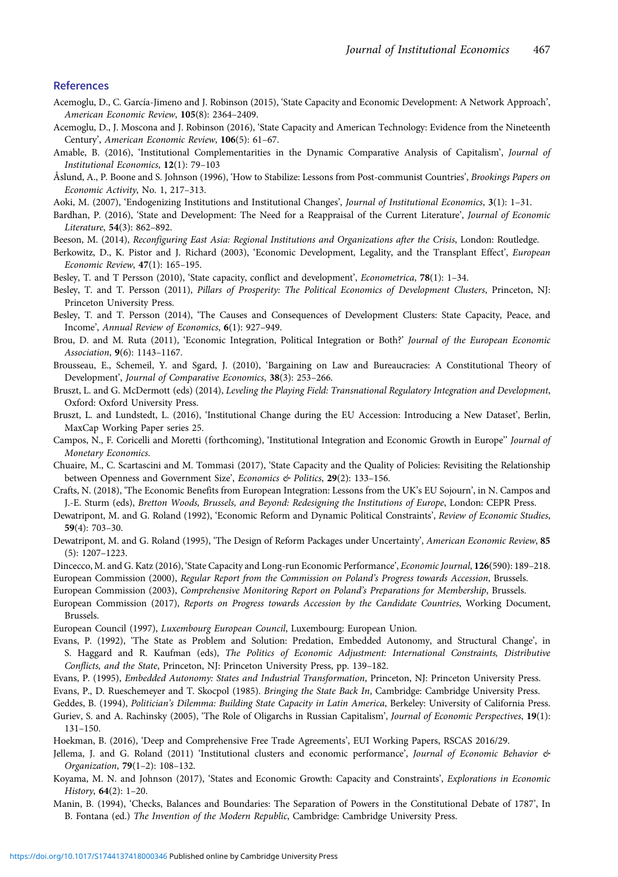## References

Acemoglu, D., C. García-Jimeno and J. Robinson (2015), 'State Capacity and Economic Development: A Network Approach', *American Economic Review*, **105**(8): 2364–2409.

Acemoglu, D., J. Moscona and J. Robinson (2016), 'State Capacity and American Technology: Evidence from the Nineteenth Century', *American Economic Review*, **106**(5): 61–67.

Amable, B. (2016), 'Institutional Complementarities in the Dynamic Comparative Analysis of Capitalism', *Journal of Institutional Economics*, **12**(1): 79–103

Åslund, A., P. Boone and S. Johnson (1996), 'How to Stabilize: Lessons from Post-communist Countries', *Brookings Papers on Economic Activity*, No. 1, 217–313.

Aoki, M. (2007), 'Endogenizing Institutions and Institutional Changes', *Journal of Institutional Economics*, **3**(1): 1–31.

Bardhan, P. (2016), 'State and Development: The Need for a Reappraisal of the Current Literature', *Journal of Economic Literature*, **54**(3): 862–892.

Beeson, M. (2014), *Reconfiguring East Asia: Regional Institutions and Organizations after the Crisis*, London: Routledge.

Berkowitz, D., K. Pistor and J. Richard (2003), 'Economic Development, Legality, and the Transplant Effect', *European Economic Review*, **47**(1): 165–195.

Besley, T. and T Persson (2010), 'State capacity, conflict and development', *Econometrica*, **78**(1): 1–34.

Besley, T. and T. Persson (2011), *Pillars of Prosperity: The Political Economics of Development Clusters*, Princeton, NJ: Princeton University Press.

Besley, T. and T. Persson (2014), 'The Causes and Consequences of Development Clusters: State Capacity, Peace, and Income', *Annual Review of Economics*, **6**(1): 927–949.

Brou, D. and M. Ruta (2011), 'Economic Integration, Political Integration or Both?' *Journal of the European Economic Association*, **9**(6): 1143–1167.

Brousseau, E., Schemeil, Y. and Sgard, J. (2010), 'Bargaining on Law and Bureaucracies: A Constitutional Theory of Development', *Journal of Comparative Economics*, **38**(3): 253–266.

Bruszt, L. and G. McDermott (eds) (2014), *Leveling the Playing Field: Transnational Regulatory Integration and Development*, Oxford: Oxford University Press.

Bruszt, L. and Lundstedt, L. (2016), 'Institutional Change during the EU Accession: Introducing a New Dataset', Berlin, MaxCap Working Paper series 25.

Campos, N., F. Coricelli and Moretti (forthcoming), 'Institutional Integration and Economic Growth in Europe'' *Journal of Monetary Economics*.

Chuaire, M., C. Scartascini and M. Tommasi (2017), 'State Capacity and the Quality of Policies: Revisiting the Relationship between Openness and Government Size', *Economics & Politics*, **29**(2): 133–156.

Crafts, N. (2018), 'The Economic Benefits from European Integration: Lessons from the UK's EU Sojourn', in N. Campos and J.-E. Sturm (eds), *Bretton Woods, Brussels, and Beyond: Redesigning the Institutions of Europe*, London: CEPR Press.

Dewatripont, M. and G. Roland (1992), 'Economic Reform and Dynamic Political Constraints', *Review of Economic Studies*, **59**(4): 703–30.

Dewatripont, M. and G. Roland (1995), 'The Design of Reform Packages under Uncertainty', *American Economic Review*, **85** (5): 1207–1223.

Dincecco, M. and G. Katz (2016), 'State Capacity and Long-run Economic Performance', *Economic Journal*, **126**(590): 189–218.

European Commission (2000), *Regular Report from the Commission on Poland's Progress towards Accession*, Brussels.

European Commission (2003), *Comprehensive Monitoring Report on Poland's Preparations for Membership*, Brussels.

European Commission (2017), *Reports on Progress towards Accession by the Candidate Countries*, Working Document, Brussels.

European Council (1997), *Luxembourg European Council*, Luxembourg: European Union.

Evans, P. (1992), 'The State as Problem and Solution: Predation, Embedded Autonomy, and Structural Change', in S. Haggard and R. Kaufman (eds), *The Politics of Economic Adjustment: International Constraints, Distributive Conflicts, and the State*, Princeton, NJ: Princeton University Press, pp. 139–182.

Evans, P. (1995), *Embedded Autonomy: States and Industrial Transformation*, Princeton, NJ: Princeton University Press.

Evans, P., D. Rueschemeyer and T. Skocpol (1985). *Bringing the State Back In*, Cambridge: Cambridge University Press.

Geddes, B. (1994), *Politician's Dilemma: Building State Capacity in Latin America*, Berkeley: University of California Press.

Guriev, S. and A. Rachinsky (2005), 'The Role of Oligarchs in Russian Capitalism', *Journal of Economic Perspectives*, **19**(1): 131–150.

Hoekman, B. (2016), 'Deep and Comprehensive Free Trade Agreements', EUI Working Papers, RSCAS 2016/29.

Jellema, J. and G. Roland (2011) 'Institutional clusters and economic performance', *Journal of Economic Behavior & Organization*, **79**(1–2): 108–132.

Koyama, M. N. and Johnson (2017), 'States and Economic Growth: Capacity and Constraints', *Explorations in Economic History*, **64**(2): 1–20.

Manin, B. (1994), 'Checks, Balances and Boundaries: The Separation of Powers in the Constitutional Debate of 1787', In B. Fontana (ed.) *The Invention of the Modern Republic*, Cambridge: Cambridge University Press.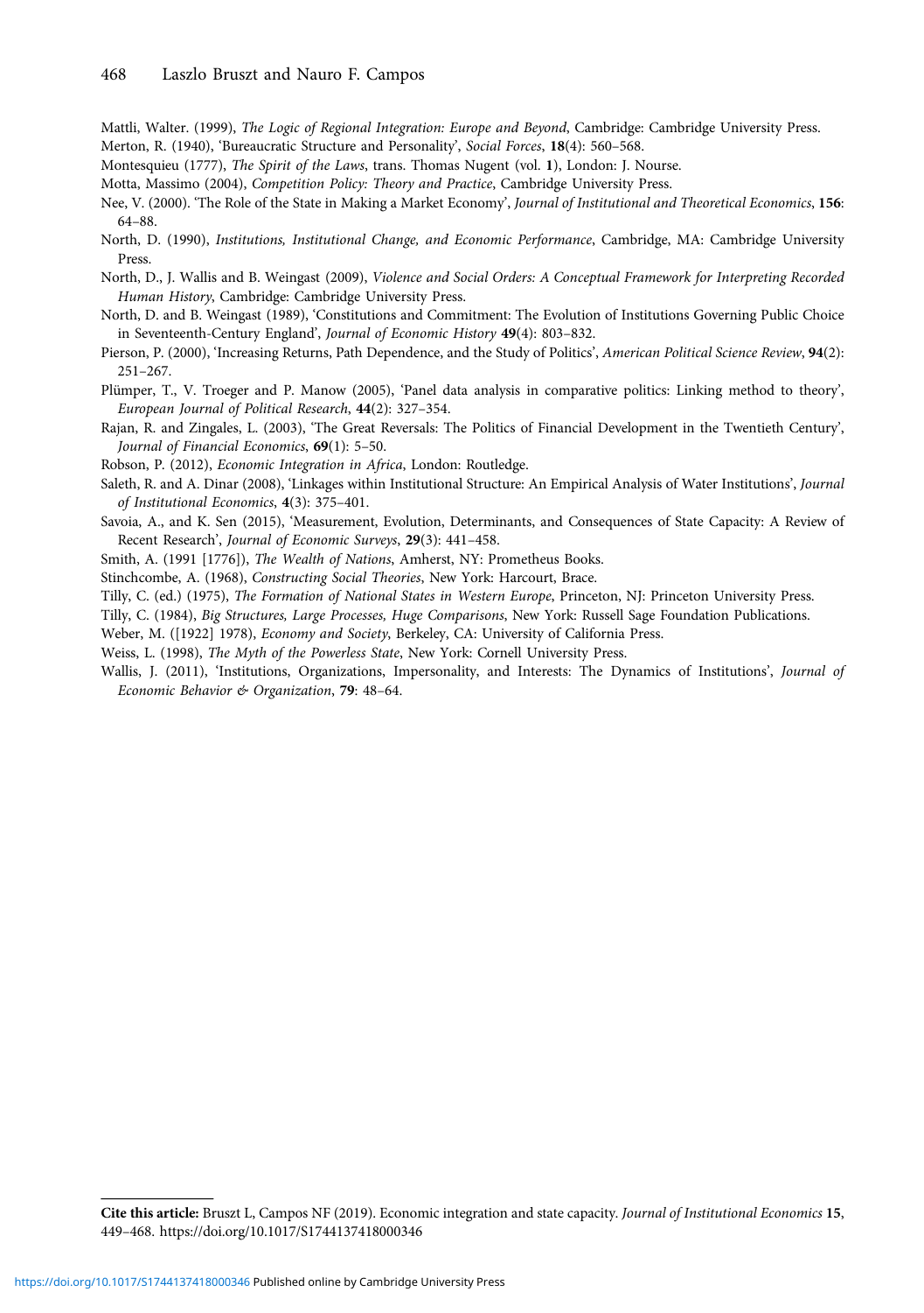Mattli, Walter. (1999), *The Logic of Regional Integration: Europe and Beyond*, Cambridge: Cambridge University Press.

Merton, R. (1940), 'Bureaucratic Structure and Personality', *Social Forces*, **18**(4): 560–568.

Montesquieu (1777), *The Spirit of the Laws*, trans. Thomas Nugent (vol. **1**), London: J. Nourse.

Motta, Massimo (2004), *Competition Policy: Theory and Practice*, Cambridge University Press.

Nee, V. (2000). 'The Role of the State in Making a Market Economy', *Journal of Institutional and Theoretical Economics*, **156**: 64–88.

North, D. (1990), *Institutions, Institutional Change, and Economic Performance*, Cambridge, MA: Cambridge University Press.

North, D., J. Wallis and B. Weingast (2009), *Violence and Social Orders: A Conceptual Framework for Interpreting Recorded Human History*, Cambridge: Cambridge University Press.

North, D. and B. Weingast (1989), 'Constitutions and Commitment: The Evolution of Institutions Governing Public Choice in Seventeenth-Century England', *Journal of Economic History* **49**(4): 803–832.

Pierson, P. (2000), 'Increasing Returns, Path Dependence, and the Study of Politics', *American Political Science Review*, **94**(2): 251–267.

Plümper, T., V. Troeger and P. Manow (2005), 'Panel data analysis in comparative politics: Linking method to theory', *European Journal of Political Research*, **44**(2): 327–354.

Rajan, R. and Zingales, L. (2003), 'The Great Reversals: The Politics of Financial Development in the Twentieth Century', *Journal of Financial Economics*, **69**(1): 5–50.

Robson, P. (2012), *Economic Integration in Africa*, London: Routledge.

Saleth, R. and A. Dinar (2008), 'Linkages within Institutional Structure: An Empirical Analysis of Water Institutions', *Journal of Institutional Economics*, **4**(3): 375–401.

Savoia, A., and K. Sen (2015), 'Measurement, Evolution, Determinants, and Consequences of State Capacity: A Review of Recent Research', *Journal of Economic Surveys*, **29**(3): 441–458.

Smith, A. (1991 [1776]), *The Wealth of Nations*, Amherst, NY: Prometheus Books.

Stinchcombe, A. (1968), *Constructing Social Theories*, New York: Harcourt, Brace.

Tilly, C. (ed.) (1975), *The Formation of National States in Western Europe*, Princeton, NJ: Princeton University Press.

Tilly, C. (1984), *Big Structures, Large Processes, Huge Comparisons*, New York: Russell Sage Foundation Publications.

Weber, M. ([1922] 1978), *Economy and Society*, Berkeley, CA: University of California Press.

Weiss, L. (1998), *The Myth of the Powerless State*, New York: Cornell University Press.

Wallis, J. (2011), 'Institutions, Organizations, Impersonality, and Interests: The Dynamics of Institutions', *Journal of Economic Behavior & Organization*, **79**: 48–64.

**Cite this article:** Bruszt L, Campos NF (2019). Economic integration and state capacity. *Journal of Institutional Economics* **15**, 449–468. https://doi.org/10.1017/S1744137418000346